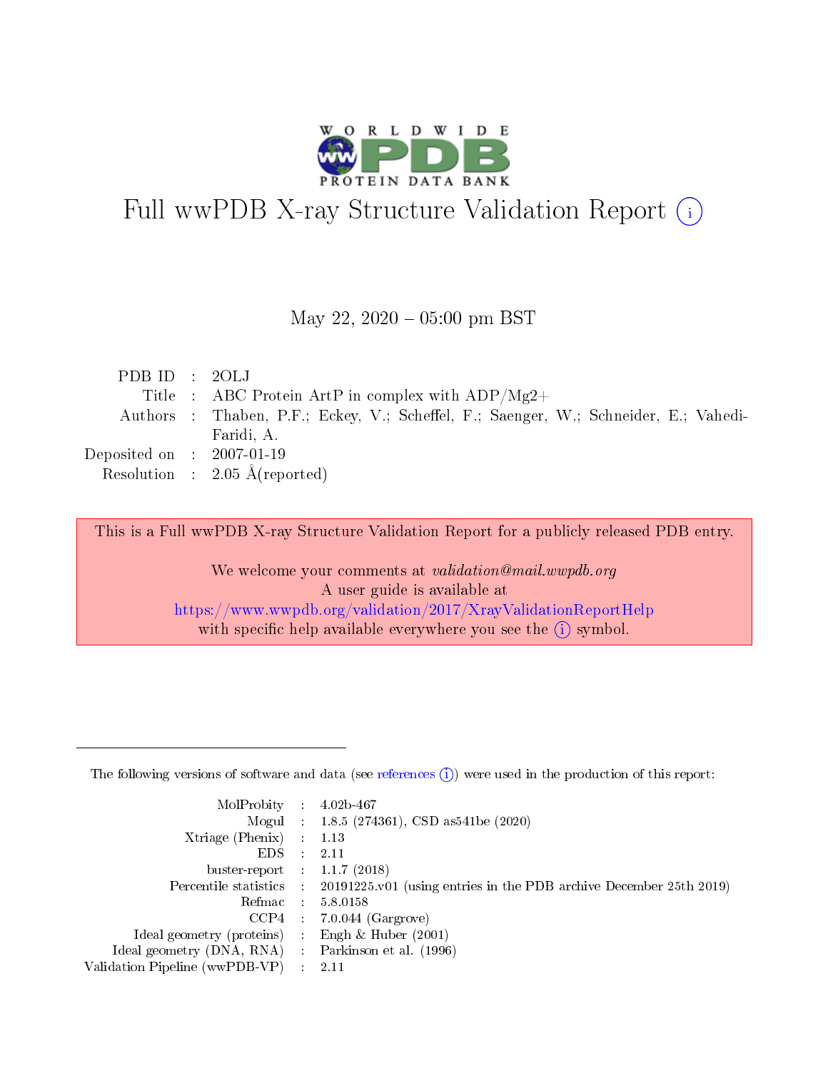# Full wwPDB X-ray Structure Validation Report (i)

May 22, 2020 – 05:00 pm BST

| | | |
|---|---|---|
| PDB ID | : | 2OLJ |
| Title | : | ABC Protein ArtP in complex with ADP/Mg2+ |
| Authors | : | Thaben, P.F.; Eckey, V.; Scheffel, F.; Saenger, W.; Schneider, E.; Vahedi-Faridi, A. |
| Deposited on | : | 2007-01-19 |
| Resolution | : | 2.05 Å(reported) |

This is a Full wwPDB X-ray Structure Validation Report for a publicly released PDB entry.

We welcome your comments at *validation@mail.wwpdb.org*
A user guide is available at
https://www.wwpdb.org/validation/2017/XrayValidationReportHelp
with specific help available everywhere you see the (i) symbol.

---

The following versions of software and data (see references (i)) were used in the production of this report:

| | | |
|---|---|---|
| MolProbity | : | 4.02b-467 |
| Mogul | : | 1.8.5 (274361), CSD as541be (2020) |
| Xtriage (Phenix) | : | 1.13 |
| EDS | : | 2.11 |
| buster-report | : | 1.1.7 (2018) |
| Percentile statistics | : | 20191225.v01 (using entries in the PDB archive December 25th 2019) |
| Refmac | : | 5.8.0158 |
| CCP4 | : | 7.0.044 (Gargrove) |
| Ideal geometry (proteins) | : | Engh & Huber (2001) |
| Ideal geometry (DNA, RNA) | : | Parkinson et al. (1996) |
| Validation Pipeline (wwPDB-VP) | : | 2.11 |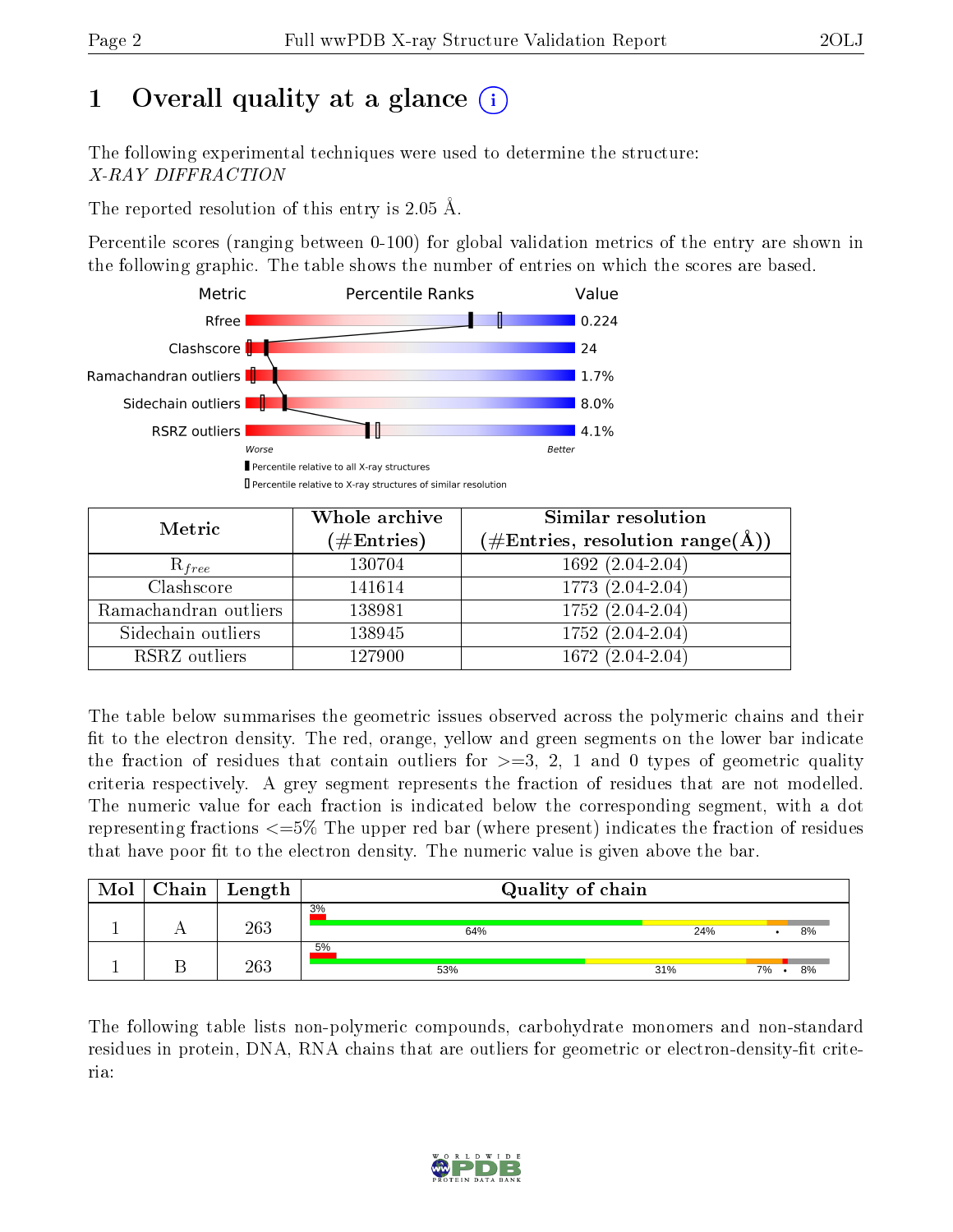# 1 Overall quality at a glance (i)

The following experimental techniques were used to determine the structure:
*X-RAY DIFFRACTION*

The reported resolution of this entry is 2.05 Å.

Percentile scores (ranging between 0-100) for global validation metrics of the entry are shown in the following graphic. The table shows the number of entries on which the scores are based.

| Metric | Value |
|---|---|
| Rfree | 0.224 |
| Clashscore | 24 |
| Ramachandran outliers | 1.7% |
| Sidechain outliers | 8.0% |
| RSRZ outliers | 4.1% |

Worse — Better

▮ Percentile relative to all X-ray structures
▯ Percentile relative to X-ray structures of similar resolution

| Metric | Whole archive (#Entries) | Similar resolution (#Entries, resolution range(Å)) |
|---|---|---|
| $R_{free}$ | 130704 | 1692 (2.04-2.04) |
| Clashscore | 141614 | 1773 (2.04-2.04) |
| Ramachandran outliers | 138981 | 1752 (2.04-2.04) |
| Sidechain outliers | 138945 | 1752 (2.04-2.04) |
| RSRZ outliers | 127900 | 1672 (2.04-2.04) |

The table below summarises the geometric issues observed across the polymeric chains and their fit to the electron density. The red, orange, yellow and green segments on the lower bar indicate the fraction of residues that contain outliers for >=3, 2, 1 and 0 types of geometric quality criteria respectively. A grey segment represents the fraction of residues that are not modelled. The numeric value for each fraction is indicated below the corresponding segment, with a dot representing fractions <=5% The upper red bar (where present) indicates the fraction of residues that have poor fit to the electron density. The numeric value is given above the bar.

| Mol | Chain | Length | Quality of chain |
|---|---|---|---|
| 1 | A | 263 | 3% / 64% · 24% · • · 8% |
| 1 | B | 263 | 5% / 53% · 31% · 7% · • · 8% |

The following table lists non-polymeric compounds, carbohydrate monomers and non-standard residues in protein, DNA, RNA chains that are outliers for geometric or electron-density-fit criteria: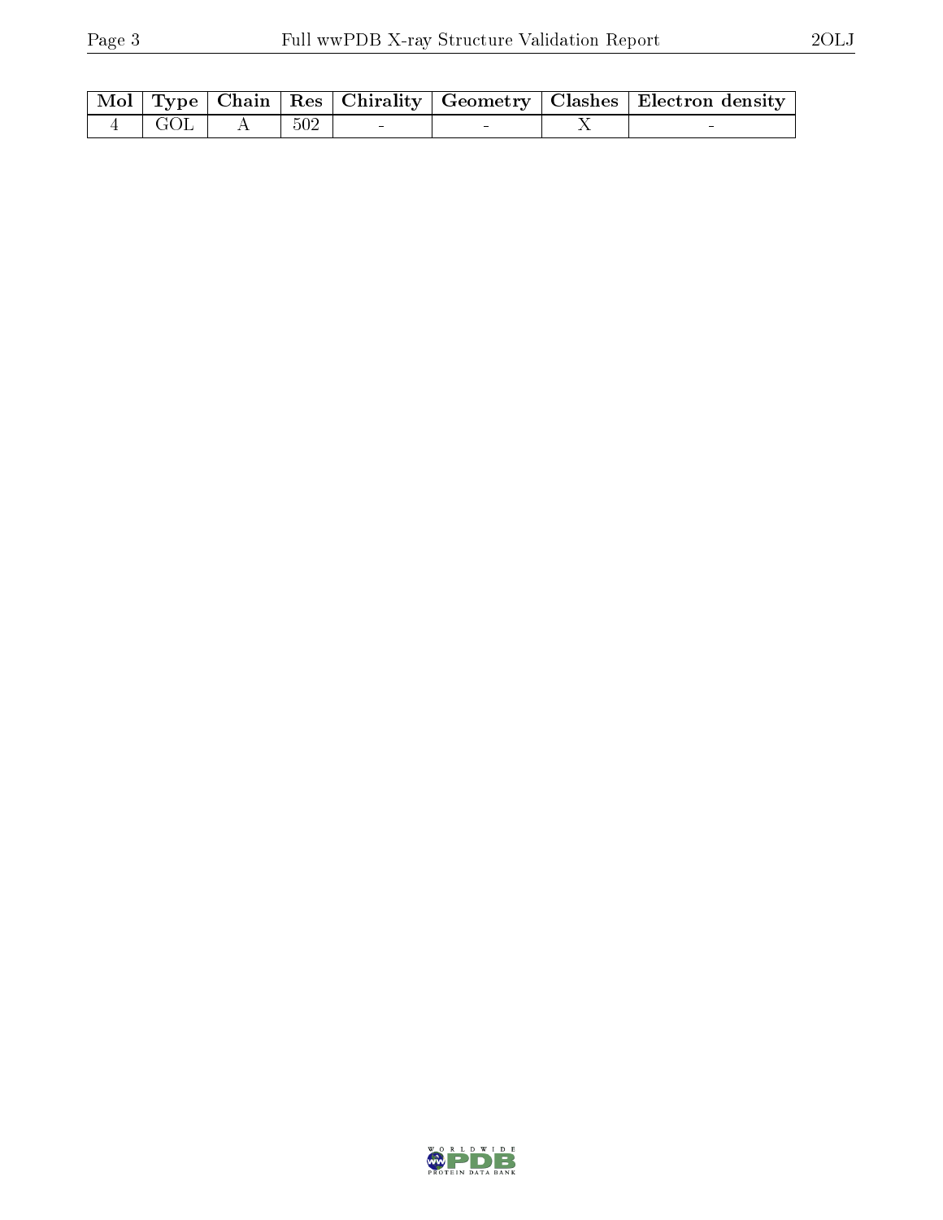| Mol | Type | Chain | Res | Chirality | Geometry | Clashes | Electron density |
|---|---|---|---|---|---|---|---|
| 4 | GOL | A | 502 | - | - | X | - |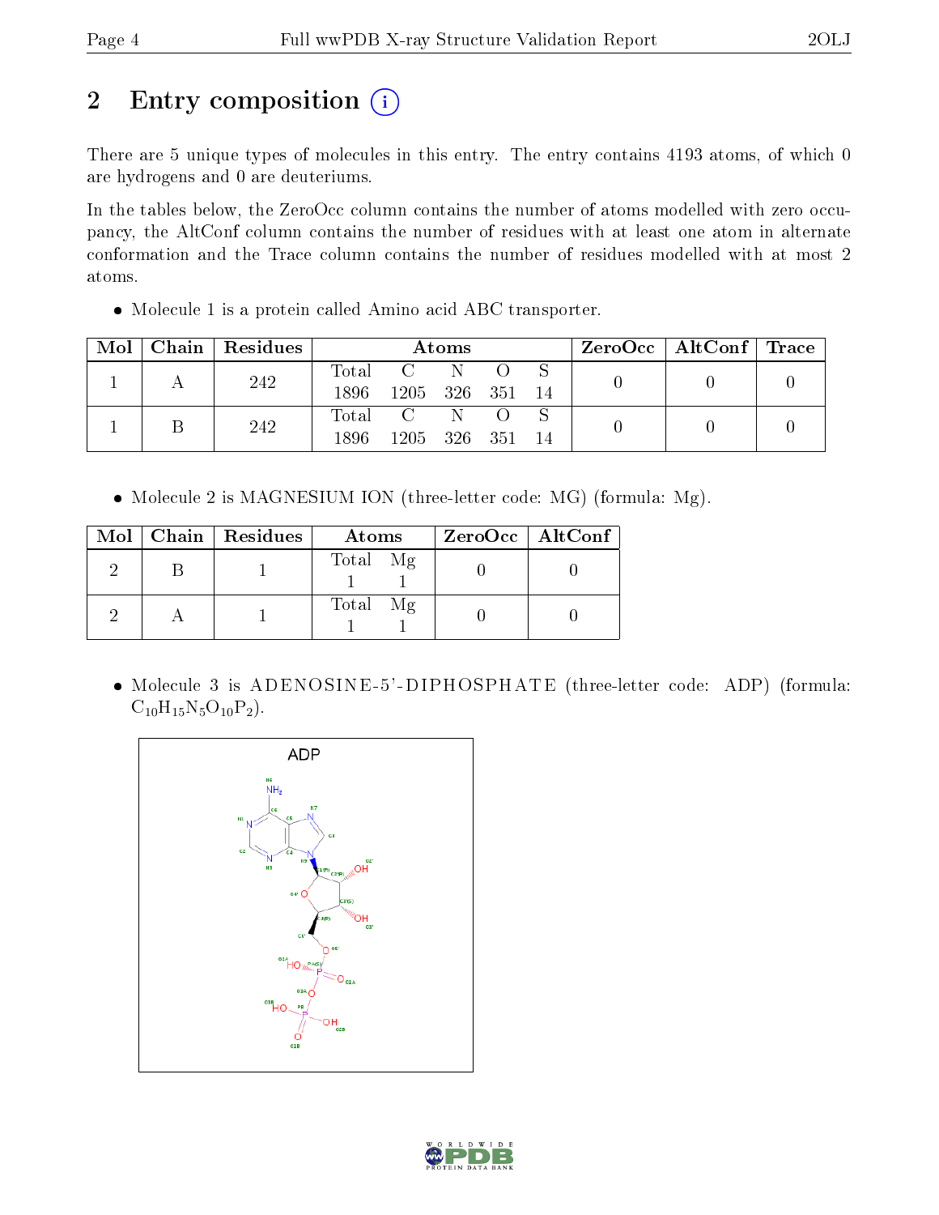# 2 Entry composition

There are 5 unique types of molecules in this entry. The entry contains 4193 atoms, of which 0 are hydrogens and 0 are deuteriums.

In the tables below, the ZeroOcc column contains the number of atoms modelled with zero occupancy, the AltConf column contains the number of residues with at least one atom in alternate conformation and the Trace column contains the number of residues modelled with at most 2 atoms.

- Molecule 1 is a protein called Amino acid ABC transporter.

| Mol | Chain | Residues | Atoms | | | | | ZeroOcc | AltConf | Trace |
|---|---|---|---|---|---|---|---|---|---|---|
| 1 | A | 242 | Total 1896 | C 1205 | N 326 | O 351 | S 14 | 0 | 0 | 0 |
| 1 | B | 242 | Total 1896 | C 1205 | N 326 | O 351 | S 14 | 0 | 0 | 0 |

- Molecule 2 is MAGNESIUM ION (three-letter code: MG) (formula: Mg).

| Mol | Chain | Residues | Atoms | | ZeroOcc | AltConf |
|---|---|---|---|---|---|---|
| 2 | B | 1 | Total 1 | Mg 1 | 0 | 0 |
| 2 | A | 1 | Total 1 | Mg 1 | 0 | 0 |

- Molecule 3 is ADENOSINE-5'-DIPHOSPHATE (three-letter code: ADP) (formula: $C_{10}H_{15}N_5O_{10}P_2$).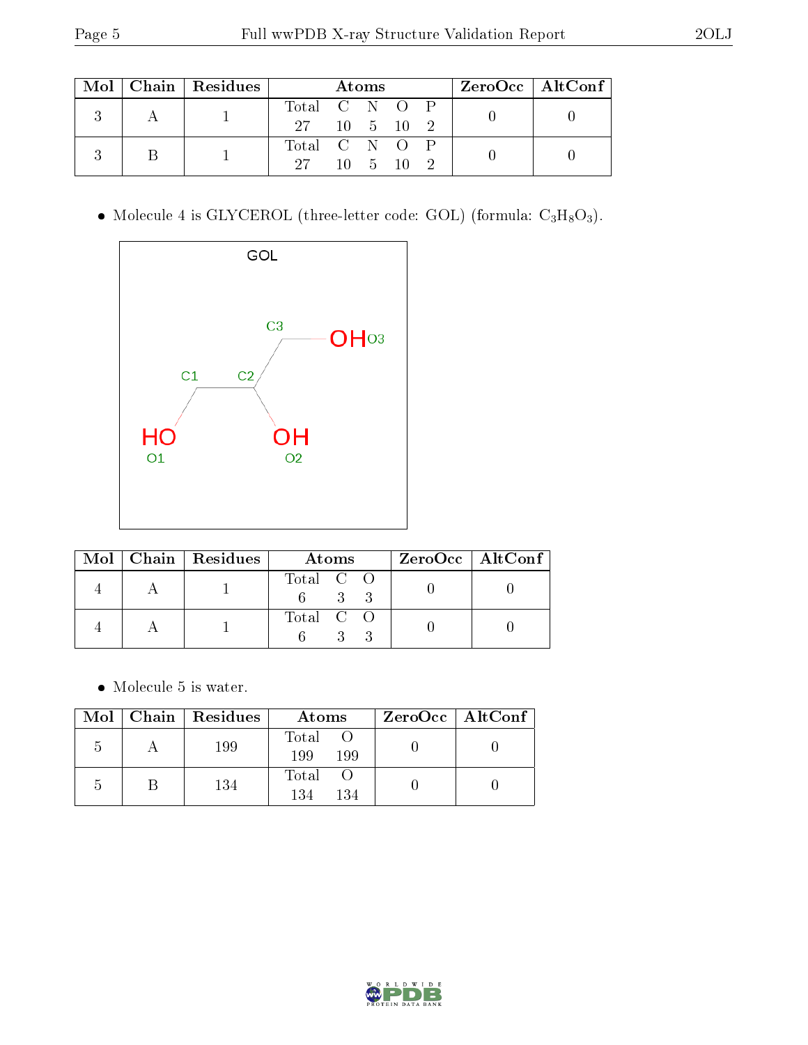| Mol | Chain | Residues | Atoms | | | | | ZeroOcc | AltConf |
|---|---|---|---|---|---|---|---|---|---|
| | | | Total | C | N | O | P | | |
| 3 | A | 1 | 27 | 10 | 5 | 10 | 2 | 0 | 0 |
| 3 | B | 1 | 27 | 10 | 5 | 10 | 2 | 0 | 0 |

- Molecule 4 is GLYCEROL (three-letter code: GOL) (formula: $C_3H_8O_3$).

| Mol | Chain | Residues | Atoms | | | ZeroOcc | AltConf |
|---|---|---|---|---|---|---|---|
| | | | Total | C | O | | |
| 4 | A | 1 | 6 | 3 | 3 | 0 | 0 |
| 4 | A | 1 | 6 | 3 | 3 | 0 | 0 |

- Molecule 5 is water.

| Mol | Chain | Residues | Atoms | | ZeroOcc | AltConf |
|---|---|---|---|---|---|---|
| | | | Total | O | | |
| 5 | A | 199 | 199 | 199 | 0 | 0 |
| 5 | B | 134 | 134 | 134 | 0 | 0 |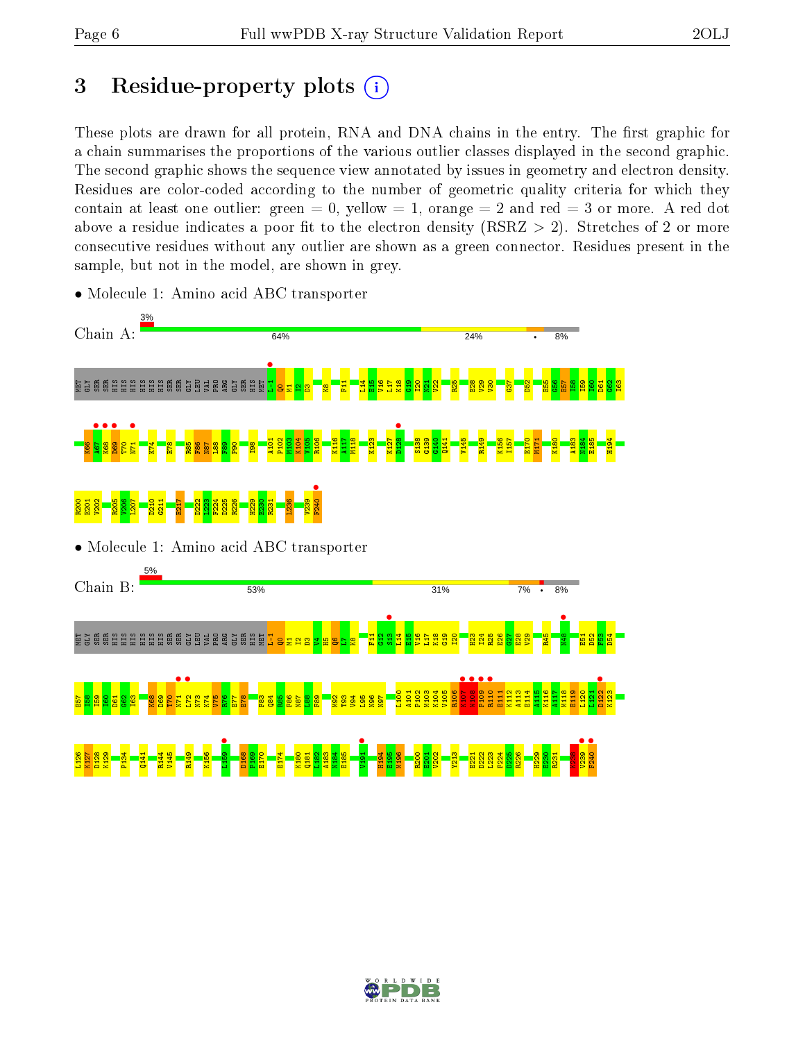# 3 Residue-property plots

These plots are drawn for all protein, RNA and DNA chains in the entry. The first graphic for a chain summarises the proportions of the various outlier classes displayed in the second graphic. The second graphic shows the sequence view annotated by issues in geometry and electron density. Residues are color-coded according to the number of geometric quality criteria for which they contain at least one outlier: green = 0, yellow = 1, orange = 2 and red = 3 or more. A red dot above a residue indicates a poor fit to the electron density (RSRZ > 2). Stretches of 2 or more consecutive residues without any outlier are shown as a green connector. Residues present in the sample, but not in the model, are shown in grey.

- Molecule 1: Amino acid ABC transporter

Chain A: 3% | 64% | 24% | • | 8%

MET GLY SER SER HIS HIS HIS HIS HIS HIS SER SER GLY LEU VAL PRO ARG GLY SER HIS MET L-1 Q0 M1 I2 D3 K8 F11 L14 E15 V16 L17 K18 G19 I20 N21 V22 R25 E28 V29 V30 G37 D52 E55 G56 E57 I58 I59 I60 D61 G62 I63 K66 A67 K68 D69 T70 N71 K74 E78 R85 F86 N87 L88 F89 P90 I98 A101 P102 M103 K104 V105 R106 K116 A117 M118 K123 K127 D128 S138 G139 G140 Q141 V145 R149 K156 I157 E170 M171 K180 A183 N184 E185 H194 R200 E201 V202 R205 V206 L207 D210 G211 E217 D222 L223 F224 D225 R226 H229 E230 R231 L236 V239 F240

- Molecule 1: Amino acid ABC transporter

Chain B: 5% | 53% | 31% | 7% | • | 8%

MET GLY SER SER HIS HIS HIS HIS HIS HIS SER SER GLY LEU VAL PRO ARG GLY SER HIS MET L-1 Q0 M1 I2 D3 V4 H5 Q6 L7 K8 F11 G12 S13 L14 E15 V16 L17 K18 G19 I20 H23 I24 R25 E26 G27 E28 V29 R45 N48 E51 D52 F53 D54 E57 I58 I59 I60 D61 G62 I63 K68 D69 T70 N71 L72 N73 K74 V75 R76 E77 E78 F83 Q84 R85 F86 N87 L88 F89 M92 T93 V94 L95 N96 N97 I100 A101 P102 M103 K104 V105 R106 K107 W108 P109 R110 E111 K112 A113 E114 A115 K116 A117 M118 E119 L120 L121 D122 K123 I126 K127 D128 K129 P134 Q141 R144 V145 R149 K156 L159 D168 P169 E170 E174 K180 Q181 L182 A183 N184 E185 V191 H194 E195 M196 R200 E201 V202 Y213 E221 D222 L223 F224 D225 R226 H229 E230 R231 K238 V239 F240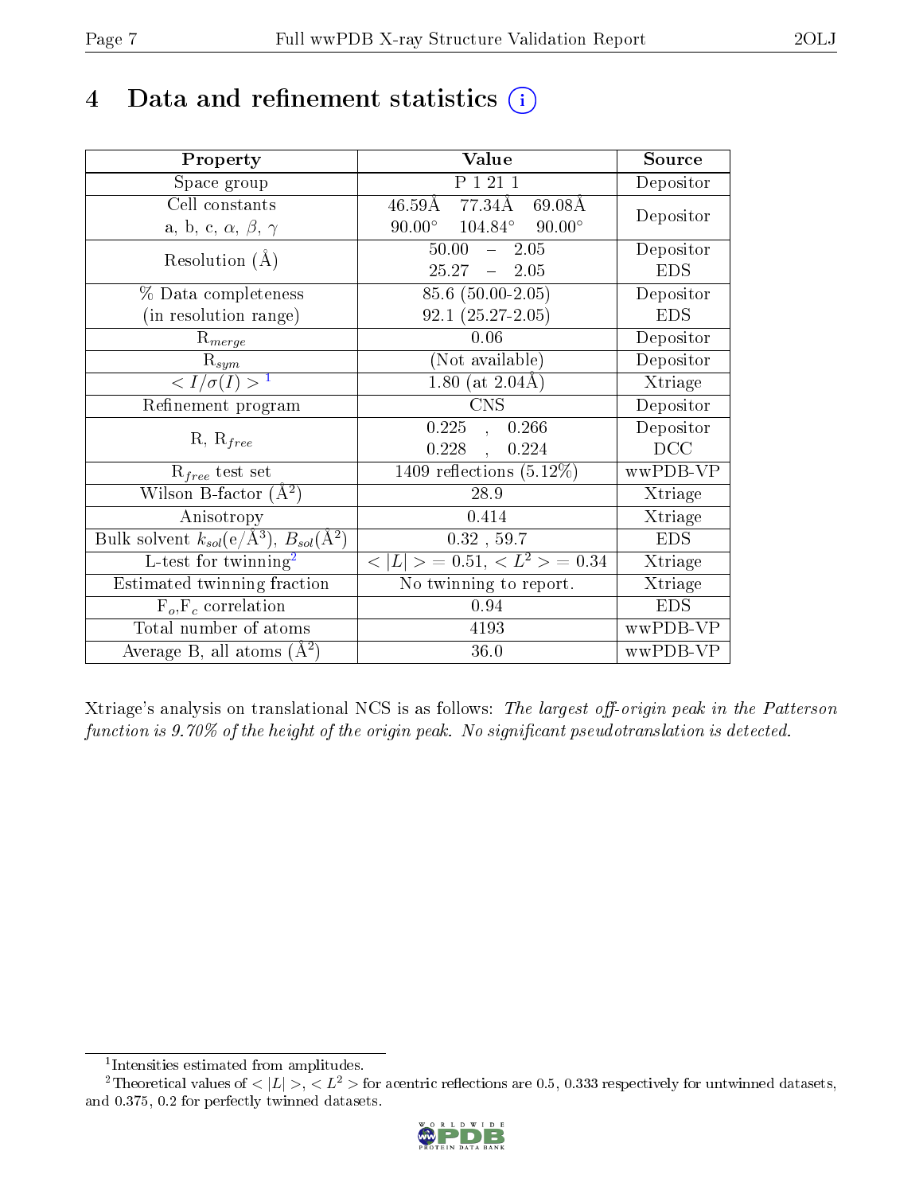# 4 Data and refinement statistics (i)

| Property | Value | Source |
|---|---|---|
| Space group | P 1 21 1 | Depositor |
| Cell constants<br>a, b, c, $\alpha$, $\beta$, $\gamma$ | 46.59Å 77.34Å 69.08Å<br>90.00° 104.84° 90.00° | Depositor |
| Resolution (Å) | 50.00 – 2.05<br>25.27 – 2.05 | Depositor<br>EDS |
| % Data completeness<br>(in resolution range) | 85.6 (50.00-2.05)<br>92.1 (25.27-2.05) | Depositor<br>EDS |
| $R_{merge}$ | 0.06 | Depositor |
| $R_{sym}$ | (Not available) | Depositor |
| $< I/\sigma(I) >$ [1] | 1.80 (at 2.04Å) | Xtriage |
| Refinement program | CNS | Depositor |
| R, $R_{free}$ | 0.225 , 0.266<br>0.228 , 0.224 | Depositor<br>DCC |
| $R_{free}$ test set | 1409 reflections (5.12%) | wwPDB-VP |
| Wilson B-factor (Å$^2$) | 28.9 | Xtriage |
| Anisotropy | 0.414 | Xtriage |
| Bulk solvent $k_{sol}$(e/Å$^3$), $B_{sol}$(Å$^2$) | 0.32 , 59.7 | EDS |
| L-test for twinning[2] | $< \|L\| >$ = 0.51, $< L^2 >$ = 0.34 | Xtriage |
| Estimated twinning fraction | No twinning to report. | Xtriage |
| $F_o$,$F_c$ correlation | 0.94 | EDS |
| Total number of atoms | 4193 | wwPDB-VP |
| Average B, all atoms (Å$^2$) | 36.0 | wwPDB-VP |

Xtriage's analysis on translational NCS is as follows: *The largest off-origin peak in the Patterson function is 9.70% of the height of the origin peak. No significant pseudotranslation is detected.*

[1] Intensities estimated from amplitudes.

[2] Theoretical values of $< |L| >$, $< L^2 >$ for acentric reflections are 0.5, 0.333 respectively for untwinned datasets, and 0.375, 0.2 for perfectly twinned datasets.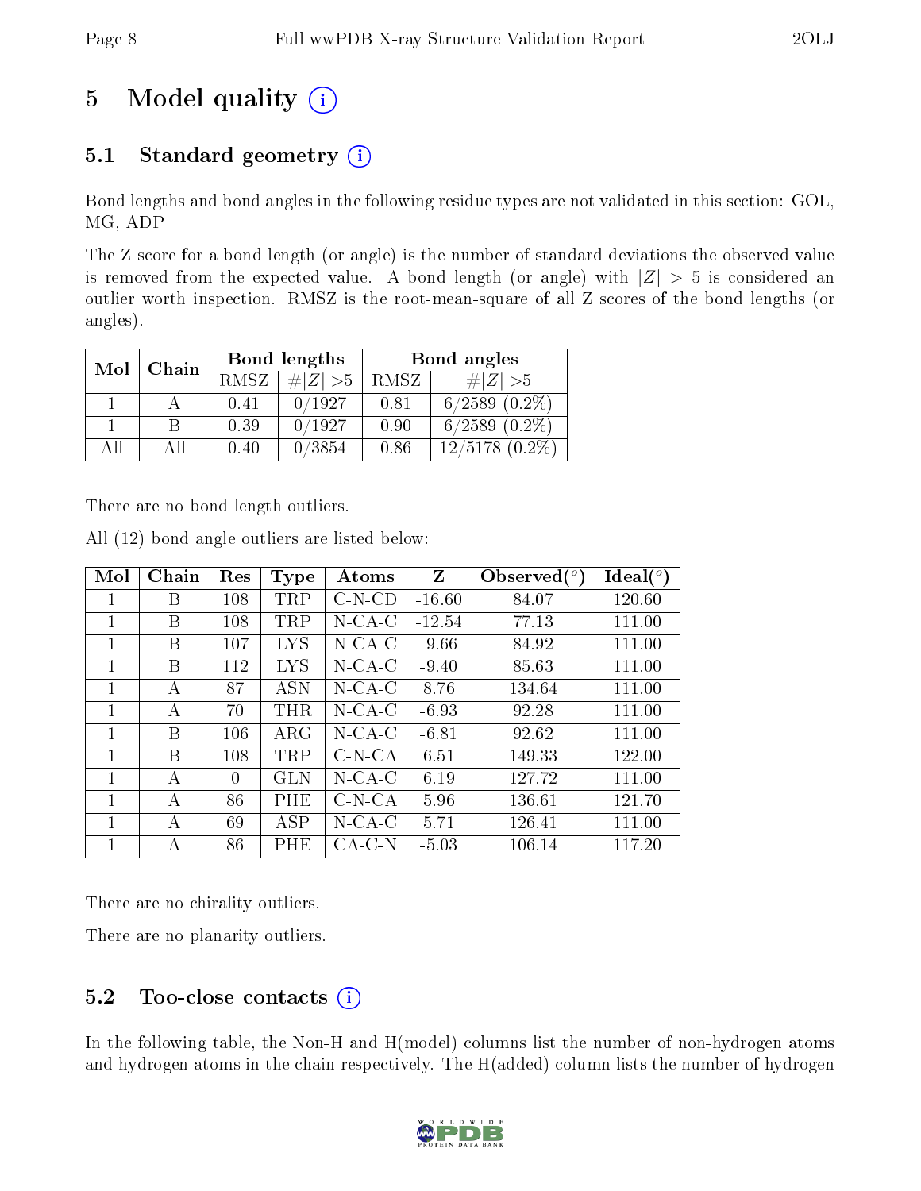# 5 Model quality

## 5.1 Standard geometry

Bond lengths and bond angles in the following residue types are not validated in this section: GOL, MG, ADP

The Z score for a bond length (or angle) is the number of standard deviations the observed value is removed from the expected value. A bond length (or angle) with $|Z| > 5$ is considered an outlier worth inspection. RMSZ is the root-mean-square of all Z scores of the bond lengths (or angles).

| Mol | Chain | Bond lengths | | Bond angles | |
|---|---|---|---|---|---|
| | | RMSZ | $\#\|Z\| > 5$ | RMSZ | $\#\|Z\| > 5$ |
| 1 | A | 0.41 | 0/1927 | 0.81 | 6/2589 (0.2%) |
| 1 | B | 0.39 | 0/1927 | 0.90 | 6/2589 (0.2%) |
| All | All | 0.40 | 0/3854 | 0.86 | 12/5178 (0.2%) |

There are no bond length outliers.

All (12) bond angle outliers are listed below:

| Mol | Chain | Res | Type | Atoms | Z | Observed($^o$) | Ideal($^o$) |
|---|---|---|---|---|---|---|---|
| 1 | B | 108 | TRP | C-N-CD | -16.60 | 84.07 | 120.60 |
| 1 | B | 108 | TRP | N-CA-C | -12.54 | 77.13 | 111.00 |
| 1 | B | 107 | LYS | N-CA-C | -9.66 | 84.92 | 111.00 |
| 1 | B | 112 | LYS | N-CA-C | -9.40 | 85.63 | 111.00 |
| 1 | A | 87 | ASN | N-CA-C | 8.76 | 134.64 | 111.00 |
| 1 | A | 70 | THR | N-CA-C | -6.93 | 92.28 | 111.00 |
| 1 | B | 106 | ARG | N-CA-C | -6.81 | 92.62 | 111.00 |
| 1 | B | 108 | TRP | C-N-CA | 6.51 | 149.33 | 122.00 |
| 1 | A | 0 | GLN | N-CA-C | 6.19 | 127.72 | 111.00 |
| 1 | A | 86 | PHE | C-N-CA | 5.96 | 136.61 | 121.70 |
| 1 | A | 69 | ASP | N-CA-C | 5.71 | 126.41 | 111.00 |
| 1 | A | 86 | PHE | CA-C-N | -5.03 | 106.14 | 117.20 |

There are no chirality outliers.

There are no planarity outliers.

## 5.2 Too-close contacts

In the following table, the Non-H and H(model) columns list the number of non-hydrogen atoms and hydrogen atoms in the chain respectively. The H(added) column lists the number of hydrogen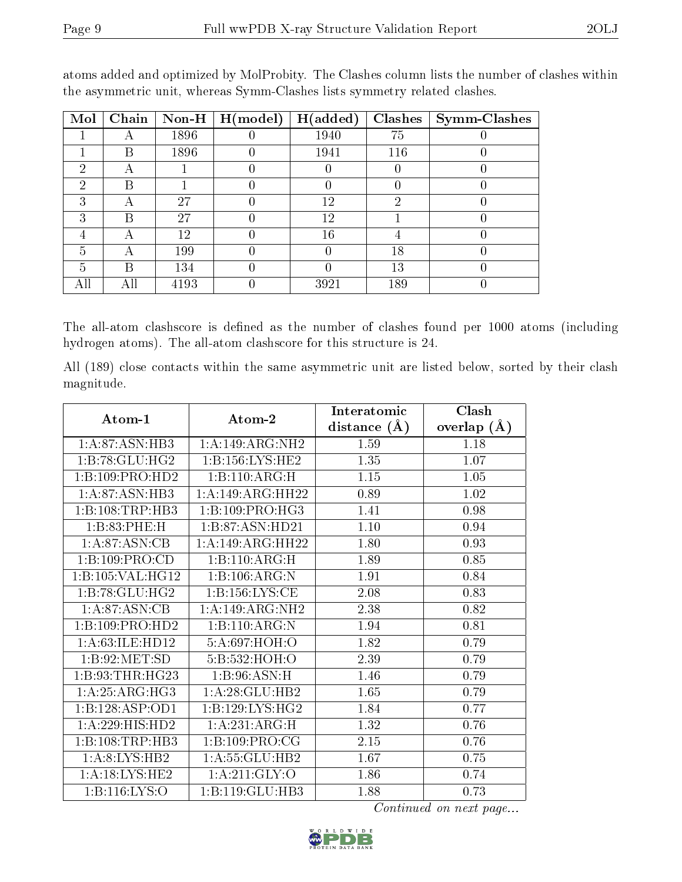atoms added and optimized by MolProbity. The Clashes column lists the number of clashes within the asymmetric unit, whereas Symm-Clashes lists symmetry related clashes.

| Mol | Chain | Non-H | H(model) | H(added) | Clashes | Symm-Clashes |
|---|---|---|---|---|---|---|
| 1 | A | 1896 | 0 | 1940 | 75 | 0 |
| 1 | B | 1896 | 0 | 1941 | 116 | 0 |
| 2 | A | 1 | 0 | 0 | 0 | 0 |
| 2 | B | 1 | 0 | 0 | 0 | 0 |
| 3 | A | 27 | 0 | 12 | 2 | 0 |
| 3 | B | 27 | 0 | 12 | 1 | 0 |
| 4 | A | 12 | 0 | 16 | 4 | 0 |
| 5 | A | 199 | 0 | 0 | 18 | 0 |
| 5 | B | 134 | 0 | 0 | 13 | 0 |
| All | All | 4193 | 0 | 3921 | 189 | 0 |

The all-atom clashscore is defined as the number of clashes found per 1000 atoms (including hydrogen atoms). The all-atom clashscore for this structure is 24.

All (189) close contacts within the same asymmetric unit are listed below, sorted by their clash magnitude.

| Atom-1 | Atom-2 | Interatomic distance (Å) | Clash overlap (Å) |
|---|---|---|---|
| 1:A:87:ASN:HB3 | 1:A:149:ARG:NH2 | 1.59 | 1.18 |
| 1:B:78:GLU:HG2 | 1:B:156:LYS:HE2 | 1.35 | 1.07 |
| 1:B:109:PRO:HD2 | 1:B:110:ARG:H | 1.15 | 1.05 |
| 1:A:87:ASN:HB3 | 1:A:149:ARG:HH22 | 0.89 | 1.02 |
| 1:B:108:TRP:HB3 | 1:B:109:PRO:HG3 | 1.41 | 0.98 |
| 1:B:83:PHE:H | 1:B:87:ASN:HD21 | 1.10 | 0.94 |
| 1:A:87:ASN:CB | 1:A:149:ARG:HH22 | 1.80 | 0.93 |
| 1:B:109:PRO:CD | 1:B:110:ARG:H | 1.89 | 0.85 |
| 1:B:105:VAL:HG12 | 1:B:106:ARG:N | 1.91 | 0.84 |
| 1:B:78:GLU:HG2 | 1:B:156:LYS:CE | 2.08 | 0.83 |
| 1:A:87:ASN:CB | 1:A:149:ARG:NH2 | 2.38 | 0.82 |
| 1:B:109:PRO:HD2 | 1:B:110:ARG:N | 1.94 | 0.81 |
| 1:A:63:ILE:HD12 | 5:A:697:HOH:O | 1.82 | 0.79 |
| 1:B:92:MET:SD | 5:B:532:HOH:O | 2.39 | 0.79 |
| 1:B:93:THR:HG23 | 1:B:96:ASN:H | 1.46 | 0.79 |
| 1:A:25:ARG:HG3 | 1:A:28:GLU:HB2 | 1.65 | 0.79 |
| 1:B:128:ASP:OD1 | 1:B:129:LYS:HG2 | 1.84 | 0.77 |
| 1:A:229:HIS:HD2 | 1:A:231:ARG:H | 1.32 | 0.76 |
| 1:B:108:TRP:HB3 | 1:B:109:PRO:CG | 2.15 | 0.76 |
| 1:A:8:LYS:HB2 | 1:A:55:GLU:HB2 | 1.67 | 0.75 |
| 1:A:18:LYS:HE2 | 1:A:211:GLY:O | 1.86 | 0.74 |
| 1:B:116:LYS:O | 1:B:119:GLU:HB3 | 1.88 | 0.73 |

*Continued on next page...*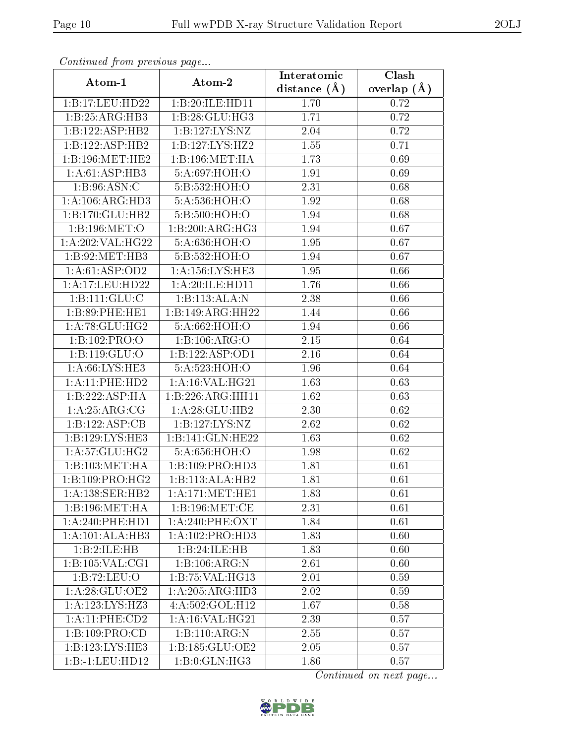*Continued from previous page...*

| Atom-1 | Atom-2 | Interatomic distance (Å) | Clash overlap (Å) |
|---|---|---|---|
| 1:B:17:LEU:HD22 | 1:B:20:ILE:HD11 | 1.70 | 0.72 |
| 1:B:25:ARG:HB3 | 1:B:28:GLU:HG3 | 1.71 | 0.72 |
| 1:B:122:ASP:HB2 | 1:B:127:LYS:NZ | 2.04 | 0.72 |
| 1:B:122:ASP:HB2 | 1:B:127:LYS:HZ2 | 1.55 | 0.71 |
| 1:B:196:MET:HE2 | 1:B:196:MET:HA | 1.73 | 0.69 |
| 1:A:61:ASP:HB3 | 5:A:697:HOH:O | 1.91 | 0.69 |
| 1:B:96:ASN:C | 5:B:532:HOH:O | 2.31 | 0.68 |
| 1:A:106:ARG:HD3 | 5:A:536:HOH:O | 1.92 | 0.68 |
| 1:B:170:GLU:HB2 | 5:B:500:HOH:O | 1.94 | 0.68 |
| 1:B:196:MET:O | 1:B:200:ARG:HG3 | 1.94 | 0.67 |
| 1:A:202:VAL:HG22 | 5:A:636:HOH:O | 1.95 | 0.67 |
| 1:B:92:MET:HB3 | 5:B:532:HOH:O | 1.94 | 0.67 |
| 1:A:61:ASP:OD2 | 1:A:156:LYS:HE3 | 1.95 | 0.66 |
| 1:A:17:LEU:HD22 | 1:A:20:ILE:HD11 | 1.76 | 0.66 |
| 1:B:111:GLU:C | 1:B:113:ALA:N | 2.38 | 0.66 |
| 1:B:89:PHE:HE1 | 1:B:149:ARG:HH22 | 1.44 | 0.66 |
| 1:A:78:GLU:HG2 | 5:A:662:HOH:O | 1.94 | 0.66 |
| 1:B:102:PRO:O | 1:B:106:ARG:O | 2.15 | 0.64 |
| 1:B:119:GLU:O | 1:B:122:ASP:OD1 | 2.16 | 0.64 |
| 1:A:66:LYS:HE3 | 5:A:523:HOH:O | 1.96 | 0.64 |
| 1:A:11:PHE:HD2 | 1:A:16:VAL:HG21 | 1.63 | 0.63 |
| 1:B:222:ASP:HA | 1:B:226:ARG:HH11 | 1.62 | 0.63 |
| 1:A:25:ARG:CG | 1:A:28:GLU:HB2 | 2.30 | 0.62 |
| 1:B:122:ASP:CB | 1:B:127:LYS:NZ | 2.62 | 0.62 |
| 1:B:129:LYS:HE3 | 1:B:141:GLN:HE22 | 1.63 | 0.62 |
| 1:A:57:GLU:HG2 | 5:A:656:HOH:O | 1.98 | 0.62 |
| 1:B:103:MET:HA | 1:B:109:PRO:HD3 | 1.81 | 0.61 |
| 1:B:109:PRO:HG2 | 1:B:113:ALA:HB2 | 1.81 | 0.61 |
| 1:A:138:SER:HB2 | 1:A:171:MET:HE1 | 1.83 | 0.61 |
| 1:B:196:MET:HA | 1:B:196:MET:CE | 2.31 | 0.61 |
| 1:A:240:PHE:HD1 | 1:A:240:PHE:OXT | 1.84 | 0.61 |
| 1:A:101:ALA:HB3 | 1:A:102:PRO:HD3 | 1.83 | 0.60 |
| 1:B:2:ILE:HB | 1:B:24:ILE:HB | 1.83 | 0.60 |
| 1:B:105:VAL:CG1 | 1:B:106:ARG:N | 2.61 | 0.60 |
| 1:B:72:LEU:O | 1:B:75:VAL:HG13 | 2.01 | 0.59 |
| 1:A:28:GLU:OE2 | 1:A:205:ARG:HD3 | 2.02 | 0.59 |
| 1:A:123:LYS:HZ3 | 4:A:502:GOL:H12 | 1.67 | 0.58 |
| 1:A:11:PHE:CD2 | 1:A:16:VAL:HG21 | 2.39 | 0.57 |
| 1:B:109:PRO:CD | 1:B:110:ARG:N | 2.55 | 0.57 |
| 1:B:123:LYS:HE3 | 1:B:185:GLU:OE2 | 2.05 | 0.57 |
| 1:B:-1:LEU:HD12 | 1:B:0:GLN:HG3 | 1.86 | 0.57 |

*Continued on next page...*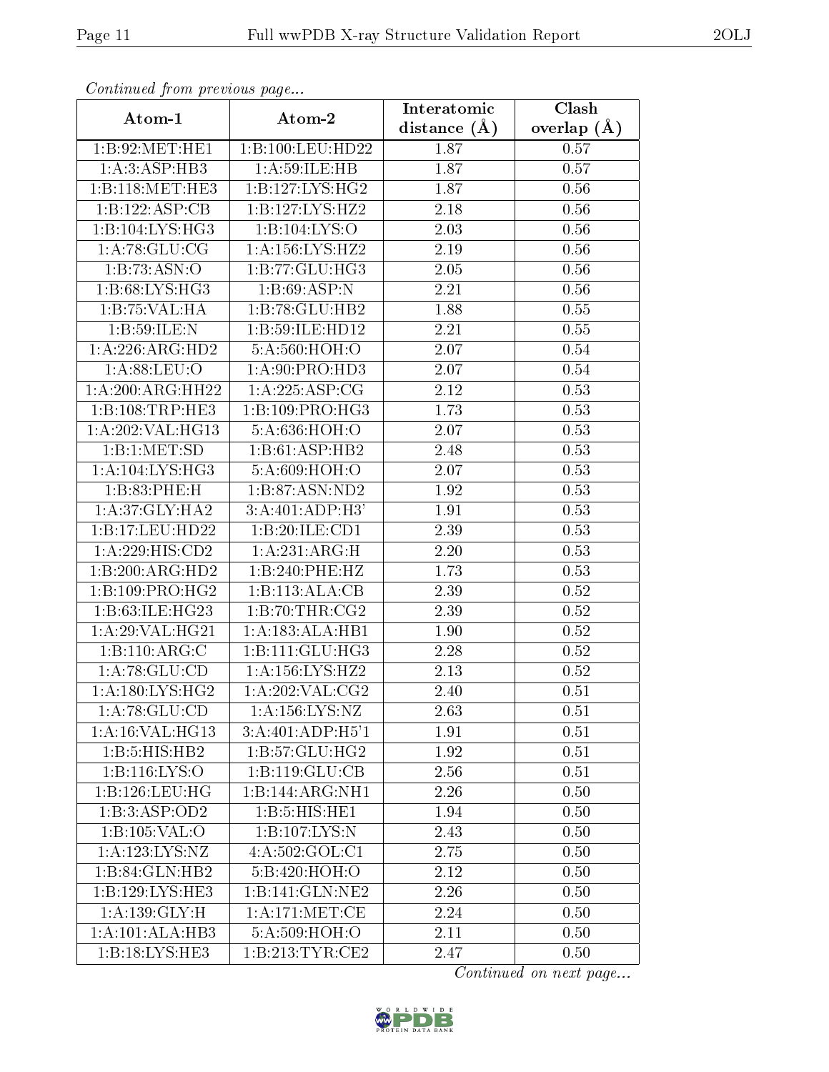*Continued from previous page...*

| Atom-1 | Atom-2 | Interatomic distance (Å) | Clash overlap (Å) |
|---|---|---|---|
| 1:B:92:MET:HE1 | 1:B:100:LEU:HD22 | 1.87 | 0.57 |
| 1:A:3:ASP:HB3 | 1:A:59:ILE:HB | 1.87 | 0.57 |
| 1:B:118:MET:HE3 | 1:B:127:LYS:HG2 | 1.87 | 0.56 |
| 1:B:122:ASP:CB | 1:B:127:LYS:HZ2 | 2.18 | 0.56 |
| 1:B:104:LYS:HG3 | 1:B:104:LYS:O | 2.03 | 0.56 |
| 1:A:78:GLU:CG | 1:A:156:LYS:HZ2 | 2.19 | 0.56 |
| 1:B:73:ASN:O | 1:B:77:GLU:HG3 | 2.05 | 0.56 |
| 1:B:68:LYS:HG3 | 1:B:69:ASP:N | 2.21 | 0.56 |
| 1:B:75:VAL:HA | 1:B:78:GLU:HB2 | 1.88 | 0.55 |
| 1:B:59:ILE:N | 1:B:59:ILE:HD12 | 2.21 | 0.55 |
| 1:A:226:ARG:HD2 | 5:A:560:HOH:O | 2.07 | 0.54 |
| 1:A:88:LEU:O | 1:A:90:PRO:HD3 | 2.07 | 0.54 |
| 1:A:200:ARG:HH22 | 1:A:225:ASP:CG | 2.12 | 0.53 |
| 1:B:108:TRP:HE3 | 1:B:109:PRO:HG3 | 1.73 | 0.53 |
| 1:A:202:VAL:HG13 | 5:A:636:HOH:O | 2.07 | 0.53 |
| 1:B:1:MET:SD | 1:B:61:ASP:HB2 | 2.48 | 0.53 |
| 1:A:104:LYS:HG3 | 5:A:609:HOH:O | 2.07 | 0.53 |
| 1:B:83:PHE:H | 1:B:87:ASN:ND2 | 1.92 | 0.53 |
| 1:A:37:GLY:HA2 | 3:A:401:ADP:H3' | 1.91 | 0.53 |
| 1:B:17:LEU:HD22 | 1:B:20:ILE:CD1 | 2.39 | 0.53 |
| 1:A:229:HIS:CD2 | 1:A:231:ARG:H | 2.20 | 0.53 |
| 1:B:200:ARG:HD2 | 1:B:240:PHE:HZ | 1.73 | 0.53 |
| 1:B:109:PRO:HG2 | 1:B:113:ALA:CB | 2.39 | 0.52 |
| 1:B:63:ILE:HG23 | 1:B:70:THR:CG2 | 2.39 | 0.52 |
| 1:A:29:VAL:HG21 | 1:A:183:ALA:HB1 | 1.90 | 0.52 |
| 1:B:110:ARG:C | 1:B:111:GLU:HG3 | 2.28 | 0.52 |
| 1:A:78:GLU:CD | 1:A:156:LYS:HZ2 | 2.13 | 0.52 |
| 1:A:180:LYS:HG2 | 1:A:202:VAL:CG2 | 2.40 | 0.51 |
| 1:A:78:GLU:CD | 1:A:156:LYS:NZ | 2.63 | 0.51 |
| 1:A:16:VAL:HG13 | 3:A:401:ADP:H5'1 | 1.91 | 0.51 |
| 1:B:5:HIS:HB2 | 1:B:57:GLU:HG2 | 1.92 | 0.51 |
| 1:B:116:LYS:O | 1:B:119:GLU:CB | 2.56 | 0.51 |
| 1:B:126:LEU:HG | 1:B:144:ARG:NH1 | 2.26 | 0.50 |
| 1:B:3:ASP:OD2 | 1:B:5:HIS:HE1 | 1.94 | 0.50 |
| 1:B:105:VAL:O | 1:B:107:LYS:N | 2.43 | 0.50 |
| 1:A:123:LYS:NZ | 4:A:502:GOL:C1 | 2.75 | 0.50 |
| 1:B:84:GLN:HB2 | 5:B:420:HOH:O | 2.12 | 0.50 |
| 1:B:129:LYS:HE3 | 1:B:141:GLN:NE2 | 2.26 | 0.50 |
| 1:A:139:GLY:H | 1:A:171:MET:CE | 2.24 | 0.50 |
| 1:A:101:ALA:HB3 | 5:A:509:HOH:O | 2.11 | 0.50 |
| 1:B:18:LYS:HE3 | 1:B:213:TYR:CE2 | 2.47 | 0.50 |

*Continued on next page...*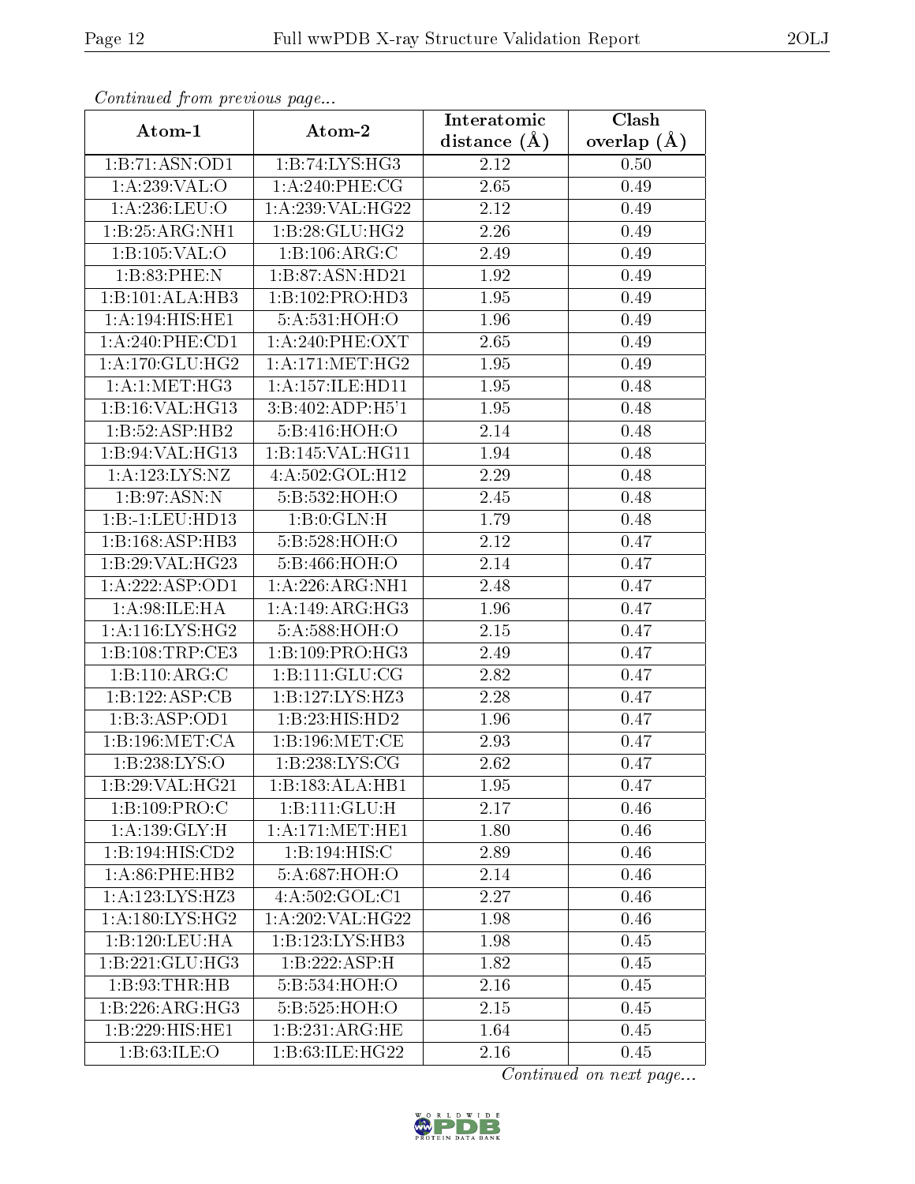*Continued from previous page...*

| Atom-1 | Atom-2 | Interatomic distance (Å) | Clash overlap (Å) |
| --- | --- | --- | --- |
| 1:B:71:ASN:OD1 | 1:B:74:LYS:HG3 | 2.12 | 0.50 |
| 1:A:239:VAL:O | 1:A:240:PHE:CG | 2.65 | 0.49 |
| 1:A:236:LEU:O | 1:A:239:VAL:HG22 | 2.12 | 0.49 |
| 1:B:25:ARG:NH1 | 1:B:28:GLU:HG2 | 2.26 | 0.49 |
| 1:B:105:VAL:O | 1:B:106:ARG:C | 2.49 | 0.49 |
| 1:B:83:PHE:N | 1:B:87:ASN:HD21 | 1.92 | 0.49 |
| 1:B:101:ALA:HB3 | 1:B:102:PRO:HD3 | 1.95 | 0.49 |
| 1:A:194:HIS:HE1 | 5:A:531:HOH:O | 1.96 | 0.49 |
| 1:A:240:PHE:CD1 | 1:A:240:PHE:OXT | 2.65 | 0.49 |
| 1:A:170:GLU:HG2 | 1:A:171:MET:HG2 | 1.95 | 0.49 |
| 1:A:1:MET:HG3 | 1:A:157:ILE:HD11 | 1.95 | 0.48 |
| 1:B:16:VAL:HG13 | 3:B:402:ADP:H5'1 | 1.95 | 0.48 |
| 1:B:52:ASP:HB2 | 5:B:416:HOH:O | 2.14 | 0.48 |
| 1:B:94:VAL:HG13 | 1:B:145:VAL:HG11 | 1.94 | 0.48 |
| 1:A:123:LYS:NZ | 4:A:502:GOL:H12 | 2.29 | 0.48 |
| 1:B:97:ASN:N | 5:B:532:HOH:O | 2.45 | 0.48 |
| 1:B:-1:LEU:HD13 | 1:B:0:GLN:H | 1.79 | 0.48 |
| 1:B:168:ASP:HB3 | 5:B:528:HOH:O | 2.12 | 0.47 |
| 1:B:29:VAL:HG23 | 5:B:466:HOH:O | 2.14 | 0.47 |
| 1:A:222:ASP:OD1 | 1:A:226:ARG:NH1 | 2.48 | 0.47 |
| 1:A:98:ILE:HA | 1:A:149:ARG:HG3 | 1.96 | 0.47 |
| 1:A:116:LYS:HG2 | 5:A:588:HOH:O | 2.15 | 0.47 |
| 1:B:108:TRP:CE3 | 1:B:109:PRO:HG3 | 2.49 | 0.47 |
| 1:B:110:ARG:C | 1:B:111:GLU:CG | 2.82 | 0.47 |
| 1:B:122:ASP:CB | 1:B:127:LYS:HZ3 | 2.28 | 0.47 |
| 1:B:3:ASP:OD1 | 1:B:23:HIS:HD2 | 1.96 | 0.47 |
| 1:B:196:MET:CA | 1:B:196:MET:CE | 2.93 | 0.47 |
| 1:B:238:LYS:O | 1:B:238:LYS:CG | 2.62 | 0.47 |
| 1:B:29:VAL:HG21 | 1:B:183:ALA:HB1 | 1.95 | 0.47 |
| 1:B:109:PRO:C | 1:B:111:GLU:H | 2.17 | 0.46 |
| 1:A:139:GLY:H | 1:A:171:MET:HE1 | 1.80 | 0.46 |
| 1:B:194:HIS:CD2 | 1:B:194:HIS:C | 2.89 | 0.46 |
| 1:A:86:PHE:HB2 | 5:A:687:HOH:O | 2.14 | 0.46 |
| 1:A:123:LYS:HZ3 | 4:A:502:GOL:C1 | 2.27 | 0.46 |
| 1:A:180:LYS:HG2 | 1:A:202:VAL:HG22 | 1.98 | 0.46 |
| 1:B:120:LEU:HA | 1:B:123:LYS:HB3 | 1.98 | 0.45 |
| 1:B:221:GLU:HG3 | 1:B:222:ASP:H | 1.82 | 0.45 |
| 1:B:93:THR:HB | 5:B:534:HOH:O | 2.16 | 0.45 |
| 1:B:226:ARG:HG3 | 5:B:525:HOH:O | 2.15 | 0.45 |
| 1:B:229:HIS:HE1 | 1:B:231:ARG:HE | 1.64 | 0.45 |
| 1:B:63:ILE:O | 1:B:63:ILE:HG22 | 2.16 | 0.45 |

*Continued on next page...*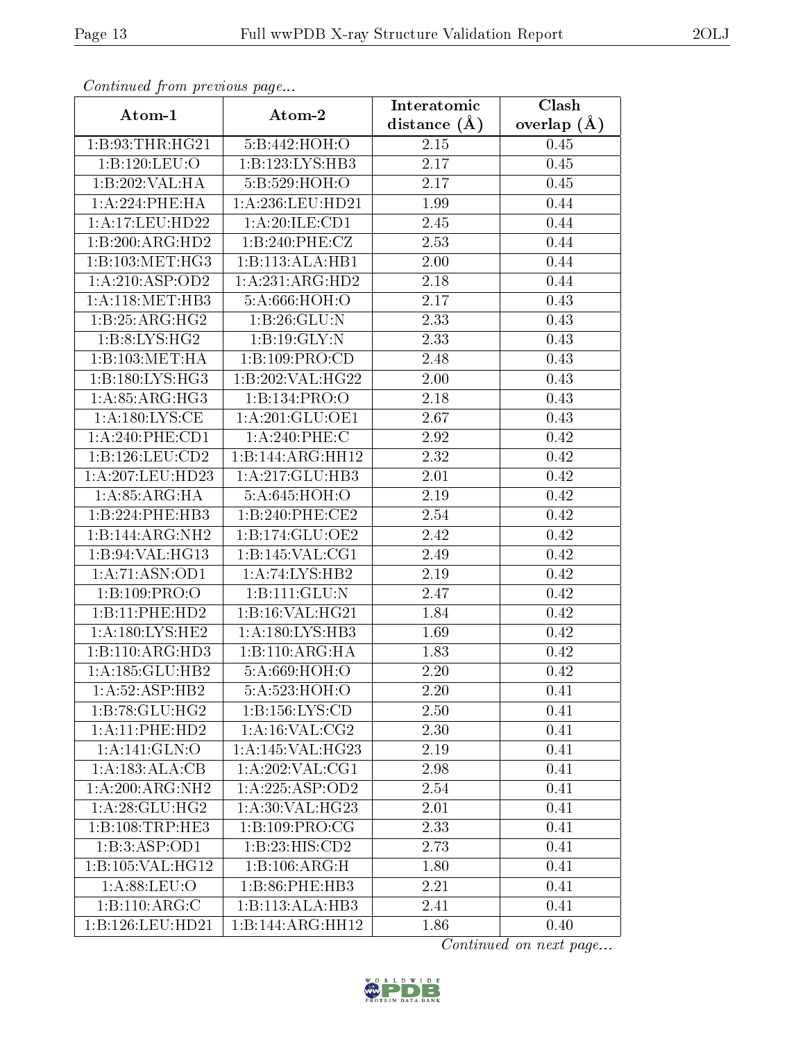*Continued from previous page...*

| Atom-1 | Atom-2 | Interatomic distance (Å) | Clash overlap (Å) |
|---|---|---|---|
| 1:B:93:THR:HG21 | 5:B:442:HOH:O | 2.15 | 0.45 |
| 1:B:120:LEU:O | 1:B:123:LYS:HB3 | 2.17 | 0.45 |
| 1:B:202:VAL:HA | 5:B:529:HOH:O | 2.17 | 0.45 |
| 1:A:224:PHE:HA | 1:A:236:LEU:HD21 | 1.99 | 0.44 |
| 1:A:17:LEU:HD22 | 1:A:20:ILE:CD1 | 2.45 | 0.44 |
| 1:B:200:ARG:HD2 | 1:B:240:PHE:CZ | 2.53 | 0.44 |
| 1:B:103:MET:HG3 | 1:B:113:ALA:HB1 | 2.00 | 0.44 |
| 1:A:210:ASP:OD2 | 1:A:231:ARG:HD2 | 2.18 | 0.44 |
| 1:A:118:MET:HB3 | 5:A:666:HOH:O | 2.17 | 0.43 |
| 1:B:25:ARG:HG2 | 1:B:26:GLU:N | 2.33 | 0.43 |
| 1:B:8:LYS:HG2 | 1:B:19:GLY:N | 2.33 | 0.43 |
| 1:B:103:MET:HA | 1:B:109:PRO:CD | 2.48 | 0.43 |
| 1:B:180:LYS:HG3 | 1:B:202:VAL:HG22 | 2.00 | 0.43 |
| 1:A:85:ARG:HG3 | 1:B:134:PRO:O | 2.18 | 0.43 |
| 1:A:180:LYS:CE | 1:A:201:GLU:OE1 | 2.67 | 0.43 |
| 1:A:240:PHE:CD1 | 1:A:240:PHE:C | 2.92 | 0.42 |
| 1:B:126:LEU:CD2 | 1:B:144:ARG:HH12 | 2.32 | 0.42 |
| 1:A:207:LEU:HD23 | 1:A:217:GLU:HB3 | 2.01 | 0.42 |
| 1:A:85:ARG:HA | 5:A:645:HOH:O | 2.19 | 0.42 |
| 1:B:224:PHE:HB3 | 1:B:240:PHE:CE2 | 2.54 | 0.42 |
| 1:B:144:ARG:NH2 | 1:B:174:GLU:OE2 | 2.42 | 0.42 |
| 1:B:94:VAL:HG13 | 1:B:145:VAL:CG1 | 2.49 | 0.42 |
| 1:A:71:ASN:OD1 | 1:A:74:LYS:HB2 | 2.19 | 0.42 |
| 1:B:109:PRO:O | 1:B:111:GLU:N | 2.47 | 0.42 |
| 1:B:11:PHE:HD2 | 1:B:16:VAL:HG21 | 1.84 | 0.42 |
| 1:A:180:LYS:HE2 | 1:A:180:LYS:HB3 | 1.69 | 0.42 |
| 1:B:110:ARG:HD3 | 1:B:110:ARG:HA | 1.83 | 0.42 |
| 1:A:185:GLU:HB2 | 5:A:669:HOH:O | 2.20 | 0.42 |
| 1:A:52:ASP:HB2 | 5:A:523:HOH:O | 2.20 | 0.41 |
| 1:B:78:GLU:HG2 | 1:B:156:LYS:CD | 2.50 | 0.41 |
| 1:A:11:PHE:HD2 | 1:A:16:VAL:CG2 | 2.30 | 0.41 |
| 1:A:141:GLN:O | 1:A:145:VAL:HG23 | 2.19 | 0.41 |
| 1:A:183:ALA:CB | 1:A:202:VAL:CG1 | 2.98 | 0.41 |
| 1:A:200:ARG:NH2 | 1:A:225:ASP:OD2 | 2.54 | 0.41 |
| 1:A:28:GLU:HG2 | 1:A:30:VAL:HG23 | 2.01 | 0.41 |
| 1:B:108:TRP:HE3 | 1:B:109:PRO:CG | 2.33 | 0.41 |
| 1:B:3:ASP:OD1 | 1:B:23:HIS:CD2 | 2.73 | 0.41 |
| 1:B:105:VAL:HG12 | 1:B:106:ARG:H | 1.80 | 0.41 |
| 1:A:88:LEU:O | 1:B:86:PHE:HB3 | 2.21 | 0.41 |
| 1:B:110:ARG:C | 1:B:113:ALA:HB3 | 2.41 | 0.41 |
| 1:B:126:LEU:HD21 | 1:B:144:ARG:HH12 | 1.86 | 0.40 |

*Continued on next page...*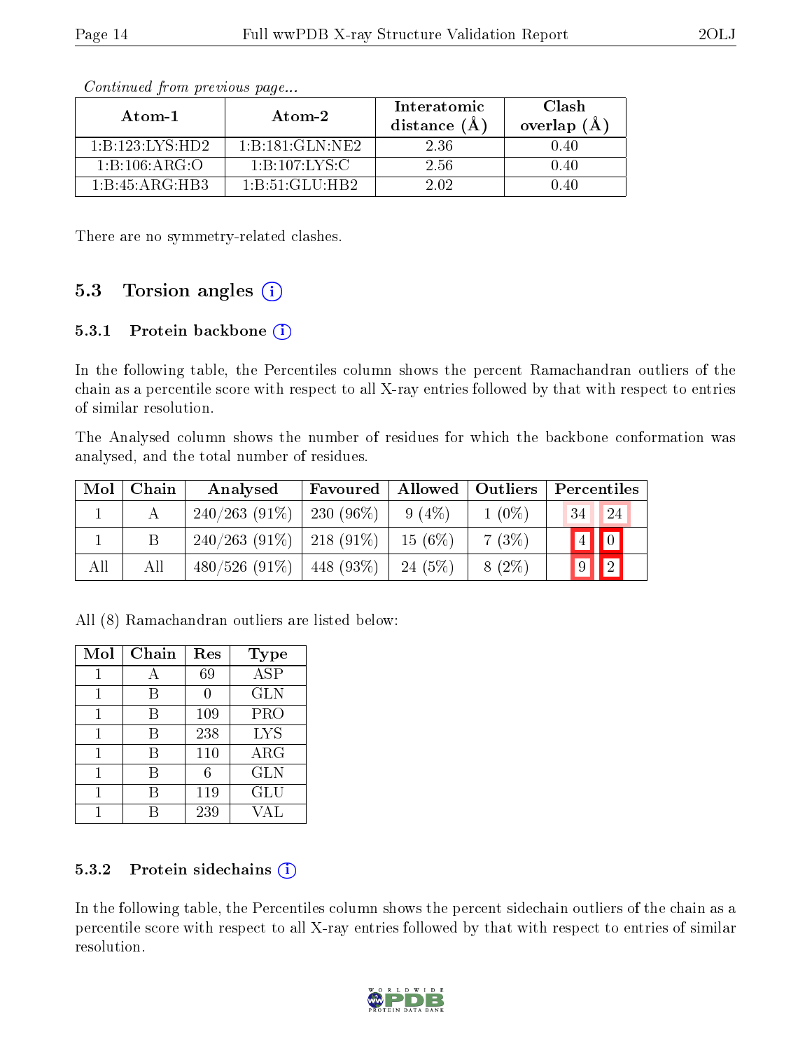*Continued from previous page...*

| Atom-1 | Atom-2 | Interatomic distance (Å) | Clash overlap (Å) |
|---|---|---|---|
| 1:B:123:LYS:HD2 | 1:B:181:GLN:NE2 | 2.36 | 0.40 |
| 1:B:106:ARG:O | 1:B:107:LYS:C | 2.56 | 0.40 |
| 1:B:45:ARG:HB3 | 1:B:51:GLU:HB2 | 2.02 | 0.40 |

There are no symmetry-related clashes.

## 5.3 Torsion angles

### 5.3.1 Protein backbone

In the following table, the Percentiles column shows the percent Ramachandran outliers of the chain as a percentile score with respect to all X-ray entries followed by that with respect to entries of similar resolution.

The Analysed column shows the number of residues for which the backbone conformation was analysed, and the total number of residues.

| Mol | Chain | Analysed | Favoured | Allowed | Outliers | Percentiles | |
|---|---|---|---|---|---|---|---|
| 1 | A | 240/263 (91%) | 230 (96%) | 9 (4%) | 1 (0%) | 34 | 24 |
| 1 | B | 240/263 (91%) | 218 (91%) | 15 (6%) | 7 (3%) | 4 | 0 |
| All | All | 480/526 (91%) | 448 (93%) | 24 (5%) | 8 (2%) | 9 | 2 |

All (8) Ramachandran outliers are listed below:

| Mol | Chain | Res | Type |
|---|---|---|---|
| 1 | A | 69 | ASP |
| 1 | B | 0 | GLN |
| 1 | B | 109 | PRO |
| 1 | B | 238 | LYS |
| 1 | B | 110 | ARG |
| 1 | B | 6 | GLN |
| 1 | B | 119 | GLU |
| 1 | B | 239 | VAL |

### 5.3.2 Protein sidechains

In the following table, the Percentiles column shows the percent sidechain outliers of the chain as a percentile score with respect to all X-ray entries followed by that with respect to entries of similar resolution.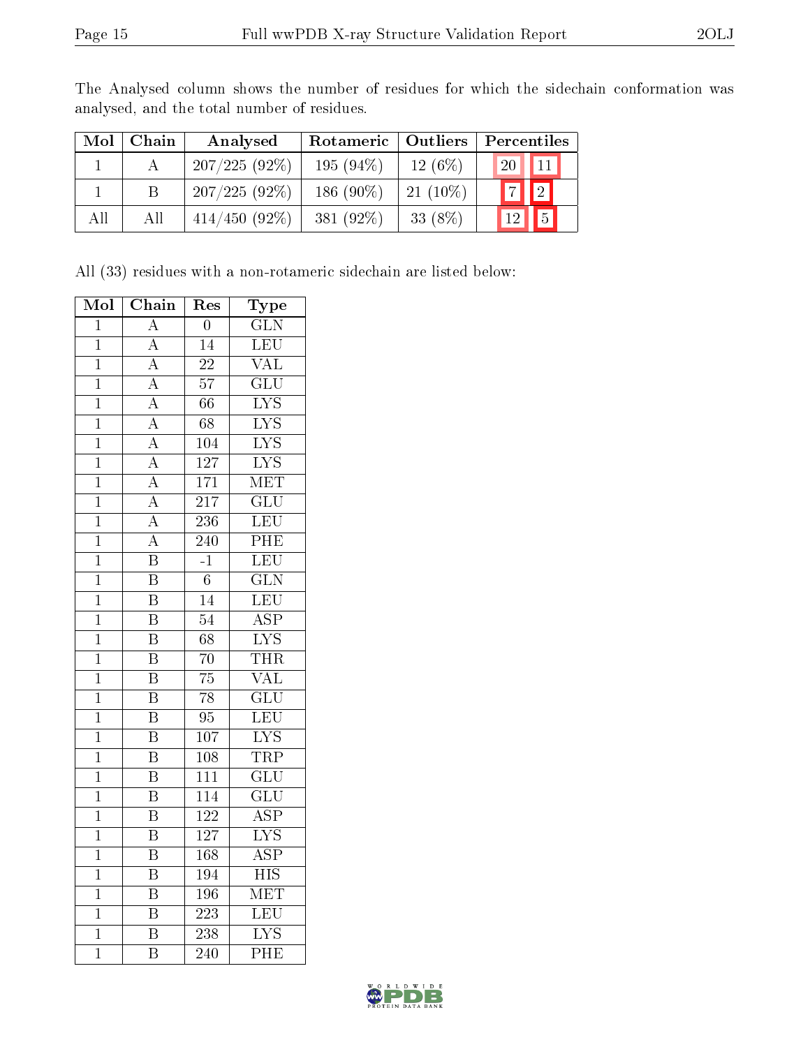The Analysed column shows the number of residues for which the sidechain conformation was analysed, and the total number of residues.

| Mol | Chain | Analysed | Rotameric | Outliers | Percentiles | |
|---|---|---|---|---|---|---|
| 1 | A | 207/225 (92%) | 195 (94%) | 12 (6%) | 20 | 11 |
| 1 | B | 207/225 (92%) | 186 (90%) | 21 (10%) | 7 | 2 |
| All | All | 414/450 (92%) | 381 (92%) | 33 (8%) | 12 | 5 |

All (33) residues with a non-rotameric sidechain are listed below:

| Mol | Chain | Res | Type |
|---|---|---|---|
| 1 | A | 0 | GLN |
| 1 | A | 14 | LEU |
| 1 | A | 22 | VAL |
| 1 | A | 57 | GLU |
| 1 | A | 66 | LYS |
| 1 | A | 68 | LYS |
| 1 | A | 104 | LYS |
| 1 | A | 127 | LYS |
| 1 | A | 171 | MET |
| 1 | A | 217 | GLU |
| 1 | A | 236 | LEU |
| 1 | A | 240 | PHE |
| 1 | B | -1 | LEU |
| 1 | B | 6 | GLN |
| 1 | B | 14 | LEU |
| 1 | B | 54 | ASP |
| 1 | B | 68 | LYS |
| 1 | B | 70 | THR |
| 1 | B | 75 | VAL |
| 1 | B | 78 | GLU |
| 1 | B | 95 | LEU |
| 1 | B | 107 | LYS |
| 1 | B | 108 | TRP |
| 1 | B | 111 | GLU |
| 1 | B | 114 | GLU |
| 1 | B | 122 | ASP |
| 1 | B | 127 | LYS |
| 1 | B | 168 | ASP |
| 1 | B | 194 | HIS |
| 1 | B | 196 | MET |
| 1 | B | 223 | LEU |
| 1 | B | 238 | LYS |
| 1 | B | 240 | PHE |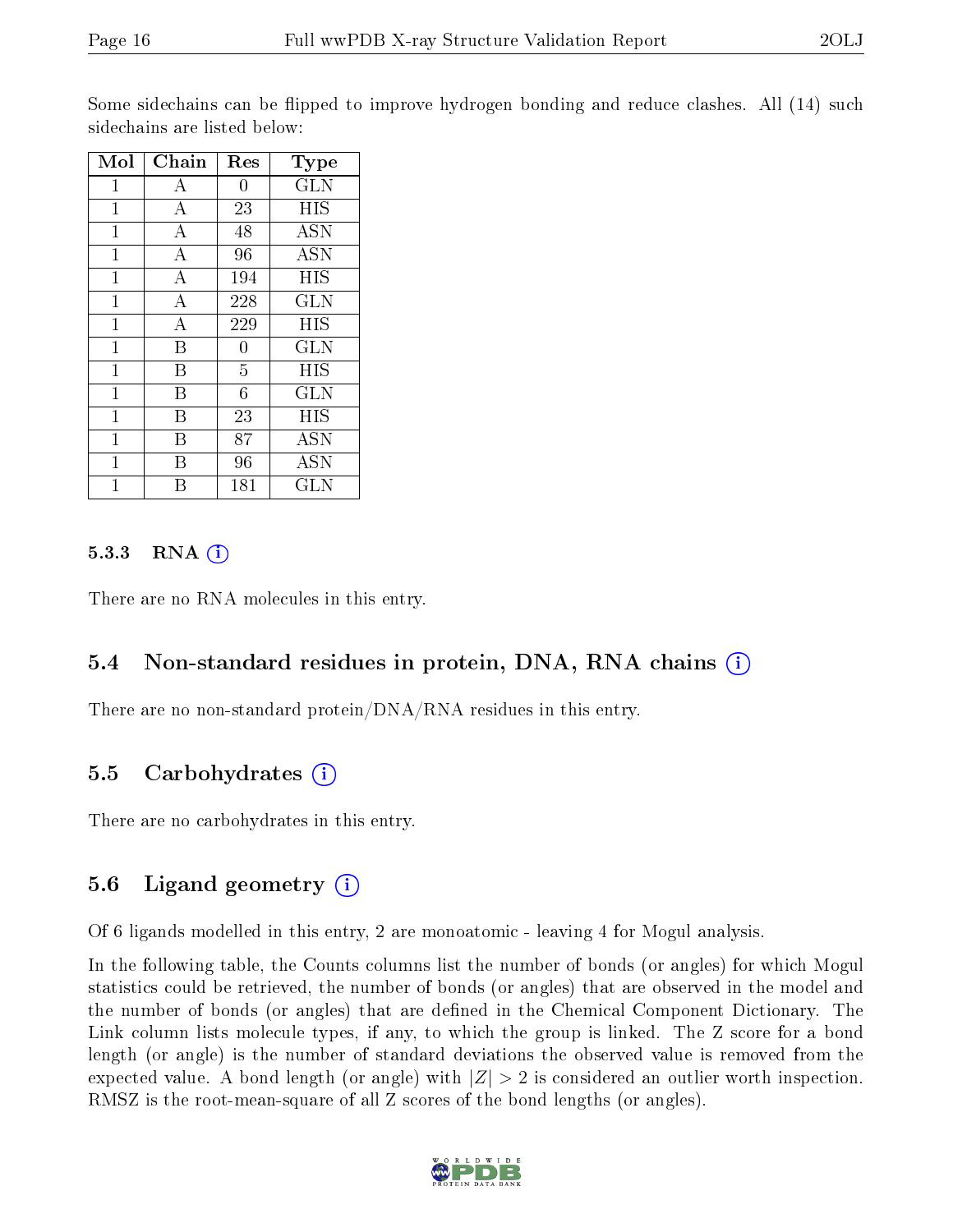Some sidechains can be flipped to improve hydrogen bonding and reduce clashes. All (14) such sidechains are listed below:

| Mol | Chain | Res | Type |
|---|---|---|---|
| 1 | A | 0 | GLN |
| 1 | A | 23 | HIS |
| 1 | A | 48 | ASN |
| 1 | A | 96 | ASN |
| 1 | A | 194 | HIS |
| 1 | A | 228 | GLN |
| 1 | A | 229 | HIS |
| 1 | B | 0 | GLN |
| 1 | B | 5 | HIS |
| 1 | B | 6 | GLN |
| 1 | B | 23 | HIS |
| 1 | B | 87 | ASN |
| 1 | B | 96 | ASN |
| 1 | B | 181 | GLN |

#### 5.3.3 RNA

There are no RNA molecules in this entry.

### 5.4 Non-standard residues in protein, DNA, RNA chains

There are no non-standard protein/DNA/RNA residues in this entry.

### 5.5 Carbohydrates

There are no carbohydrates in this entry.

### 5.6 Ligand geometry

Of 6 ligands modelled in this entry, 2 are monoatomic - leaving 4 for Mogul analysis.

In the following table, the Counts columns list the number of bonds (or angles) for which Mogul statistics could be retrieved, the number of bonds (or angles) that are observed in the model and the number of bonds (or angles) that are defined in the Chemical Component Dictionary. The Link column lists molecule types, if any, to which the group is linked. The Z score for a bond length (or angle) is the number of standard deviations the observed value is removed from the expected value. A bond length (or angle) with $|Z| > 2$ is considered an outlier worth inspection. RMSZ is the root-mean-square of all Z scores of the bond lengths (or angles).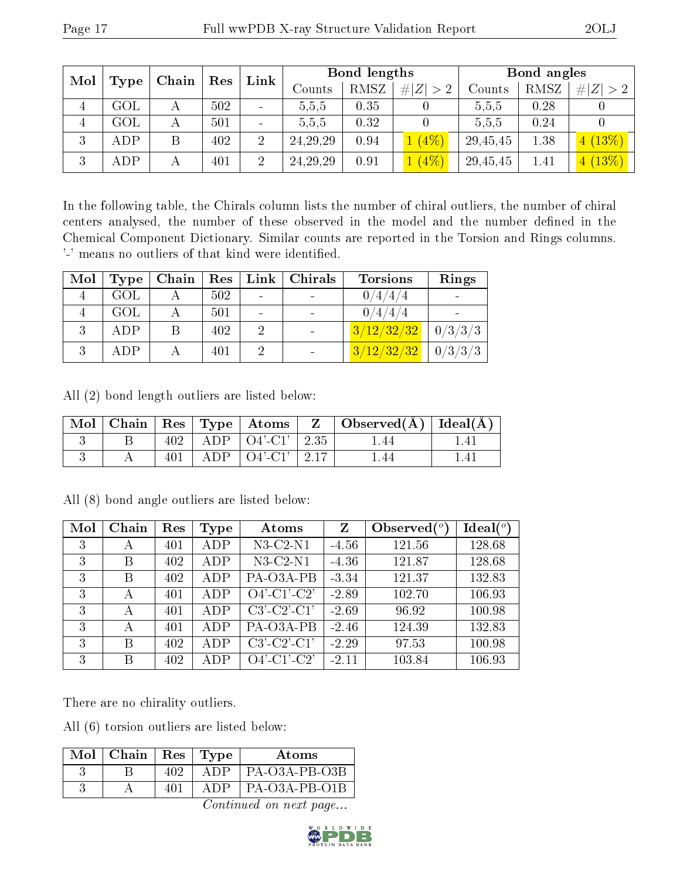| Mol | Type | Chain | Res | Link | Bond lengths | | | Bond angles | | |
|---|---|---|---|---|---|---|---|---|---|---|
| | | | | | Counts | RMSZ | #\|Z\| > 2 | Counts | RMSZ | #\|Z\| > 2 |
| 4 | GOL | A | 502 | - | 5,5,5 | 0.35 | 0 | 5,5,5 | 0.28 | 0 |
| 4 | GOL | A | 501 | - | 5,5,5 | 0.32 | 0 | 5,5,5 | 0.24 | 0 |
| 3 | ADP | B | 402 | 2 | 24,29,29 | 0.94 | 1 (4%) | 29,45,45 | 1.38 | 4 (13%) |
| 3 | ADP | A | 401 | 2 | 24,29,29 | 0.91 | 1 (4%) | 29,45,45 | 1.41 | 4 (13%) |

In the following table, the Chirals column lists the number of chiral outliers, the number of chiral centers analysed, the number of these observed in the model and the number defined in the Chemical Component Dictionary. Similar counts are reported in the Torsion and Rings columns. '-' means no outliers of that kind were identified.

| Mol | Type | Chain | Res | Link | Chirals | Torsions | Rings |
|---|---|---|---|---|---|---|---|
| 4 | GOL | A | 502 | - | - | 0/4/4/4 | - |
| 4 | GOL | A | 501 | - | - | 0/4/4/4 | - |
| 3 | ADP | B | 402 | 2 | - | 3/12/32/32 | 0/3/3/3 |
| 3 | ADP | A | 401 | 2 | - | 3/12/32/32 | 0/3/3/3 |

All (2) bond length outliers are listed below:

| Mol | Chain | Res | Type | Atoms | Z | Observed(Å) | Ideal(Å) |
|---|---|---|---|---|---|---|---|
| 3 | B | 402 | ADP | O4'-C1' | 2.35 | 1.44 | 1.41 |
| 3 | A | 401 | ADP | O4'-C1' | 2.17 | 1.44 | 1.41 |

All (8) bond angle outliers are listed below:

| Mol | Chain | Res | Type | Atoms | Z | Observed($^o$) | Ideal($^o$) |
|---|---|---|---|---|---|---|---|
| 3 | A | 401 | ADP | N3-C2-N1 | -4.56 | 121.56 | 128.68 |
| 3 | B | 402 | ADP | N3-C2-N1 | -4.36 | 121.87 | 128.68 |
| 3 | B | 402 | ADP | PA-O3A-PB | -3.34 | 121.37 | 132.83 |
| 3 | A | 401 | ADP | O4'-C1'-C2' | -2.89 | 102.70 | 106.93 |
| 3 | A | 401 | ADP | C3'-C2'-C1' | -2.69 | 96.92 | 100.98 |
| 3 | A | 401 | ADP | PA-O3A-PB | -2.46 | 124.39 | 132.83 |
| 3 | B | 402 | ADP | C3'-C2'-C1' | -2.29 | 97.53 | 100.98 |
| 3 | B | 402 | ADP | O4'-C1'-C2' | -2.11 | 103.84 | 106.93 |

There are no chirality outliers.

All (6) torsion outliers are listed below:

| Mol | Chain | Res | Type | Atoms |
|---|---|---|---|---|
| 3 | B | 402 | ADP | PA-O3A-PB-O3B |
| 3 | A | 401 | ADP | PA-O3A-PB-O1B |

*Continued on next page...*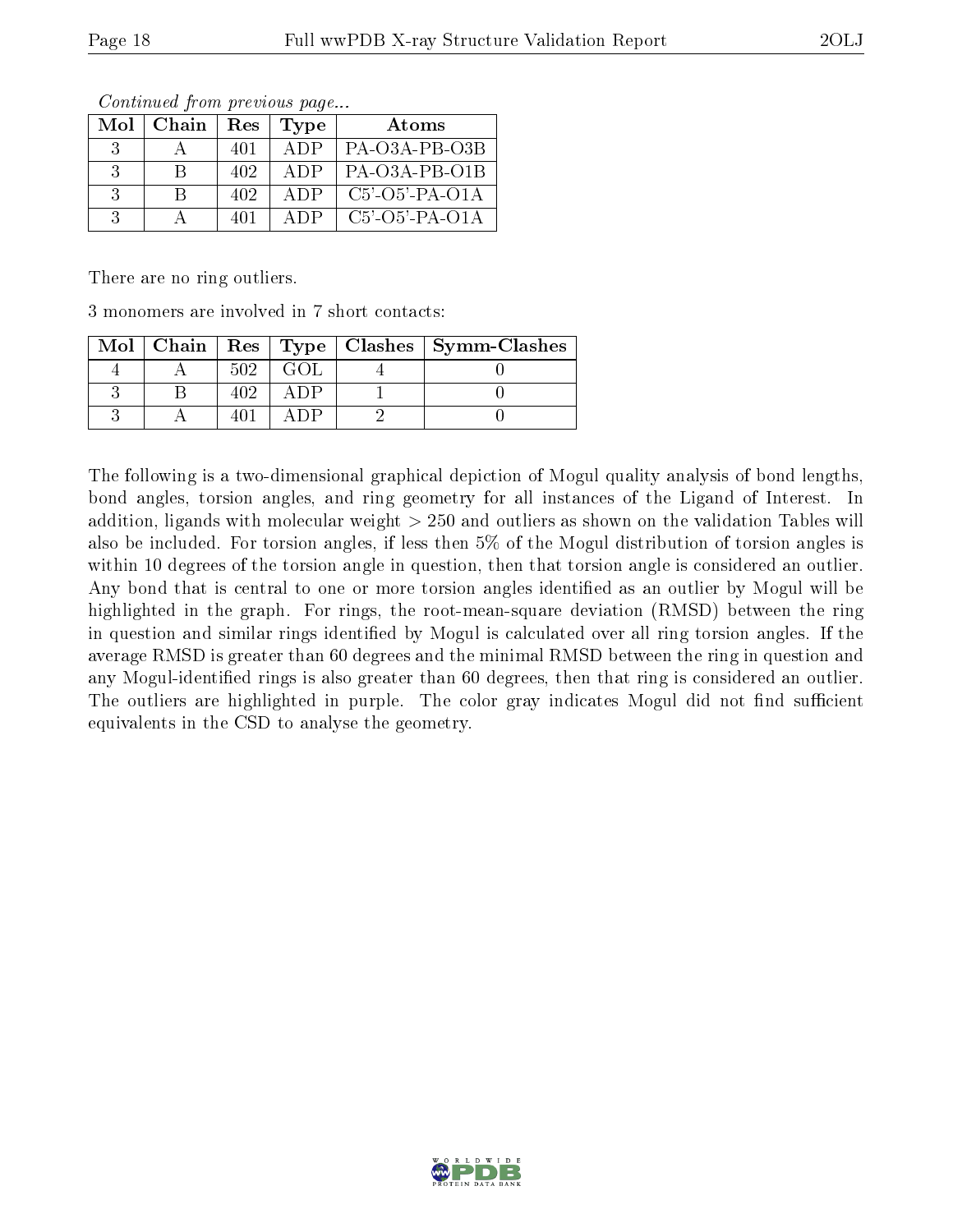*Continued from previous page...*

| Mol | Chain | Res | Type | Atoms |
|---|---|---|---|---|
| 3 | A | 401 | ADP | PA-O3A-PB-O3B |
| 3 | B | 402 | ADP | PA-O3A-PB-O1B |
| 3 | B | 402 | ADP | C5'-O5'-PA-O1A |
| 3 | A | 401 | ADP | C5'-O5'-PA-O1A |

There are no ring outliers.

3 monomers are involved in 7 short contacts:

| Mol | Chain | Res | Type | Clashes | Symm-Clashes |
|---|---|---|---|---|---|
| 4 | A | 502 | GOL | 4 | 0 |
| 3 | B | 402 | ADP | 1 | 0 |
| 3 | A | 401 | ADP | 2 | 0 |

The following is a two-dimensional graphical depiction of Mogul quality analysis of bond lengths, bond angles, torsion angles, and ring geometry for all instances of the Ligand of Interest. In addition, ligands with molecular weight > 250 and outliers as shown on the validation Tables will also be included. For torsion angles, if less then 5% of the Mogul distribution of torsion angles is within 10 degrees of the torsion angle in question, then that torsion angle is considered an outlier. Any bond that is central to one or more torsion angles identified as an outlier by Mogul will be highlighted in the graph. For rings, the root-mean-square deviation (RMSD) between the ring in question and similar rings identified by Mogul is calculated over all ring torsion angles. If the average RMSD is greater than 60 degrees and the minimal RMSD between the ring in question and any Mogul-identified rings is also greater than 60 degrees, then that ring is considered an outlier. The outliers are highlighted in purple. The color gray indicates Mogul did not find sufficient equivalents in the CSD to analyse the geometry.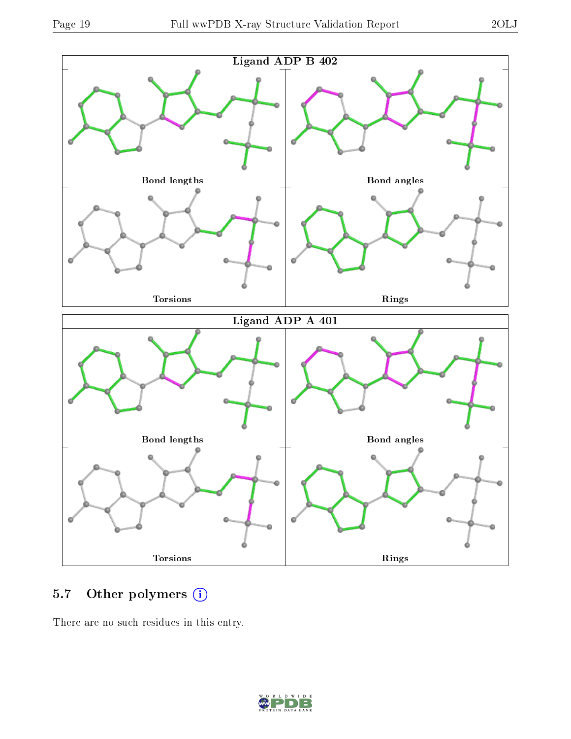**Ligand ADP B 402**

Bond lengths

Bond angles

Torsions

Rings

**Ligand ADP A 401**

Bond lengths

Bond angles

Torsions

Rings

## 5.7 Other polymers ⓘ

There are no such residues in this entry.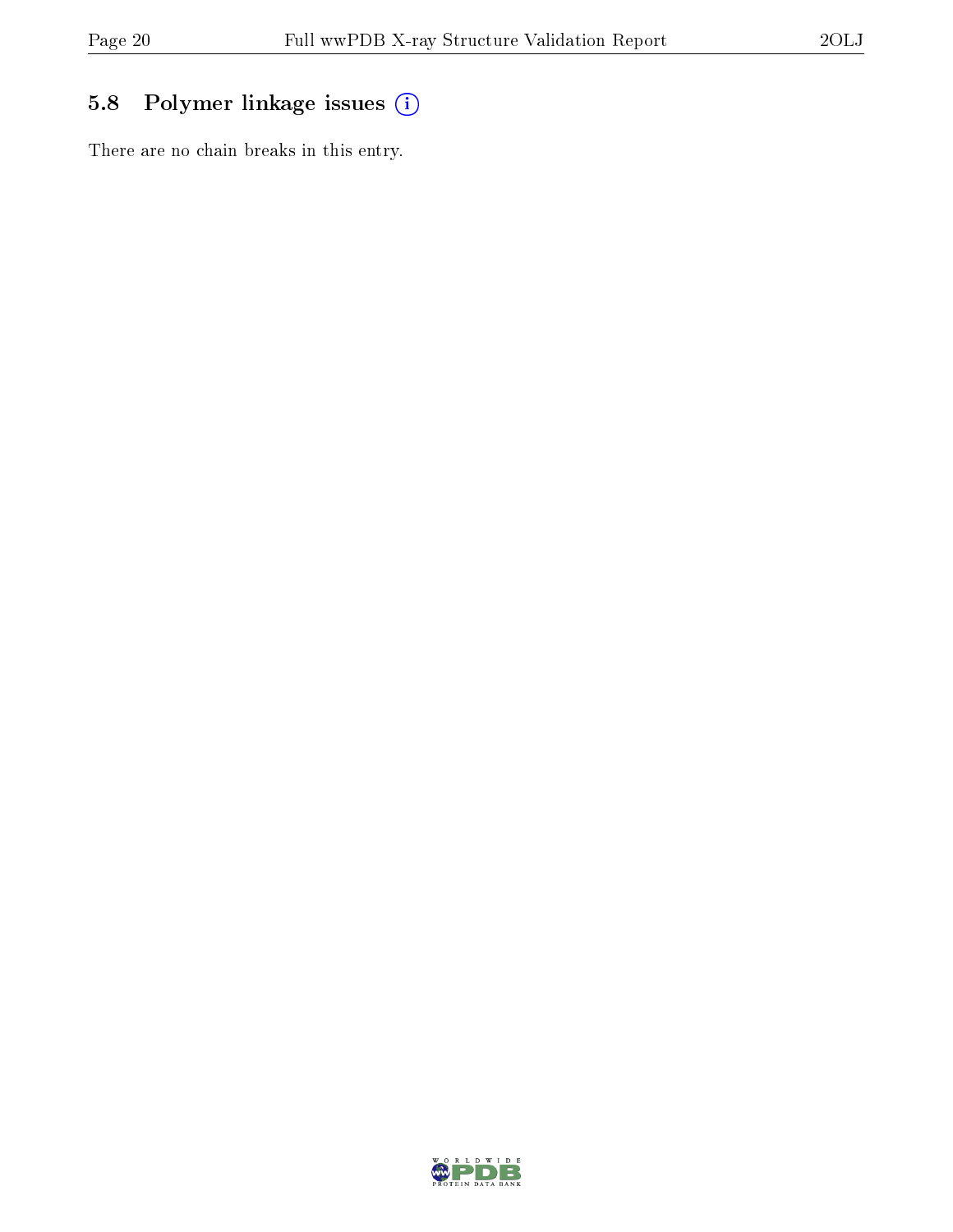## 5.8 Polymer linkage issues

There are no chain breaks in this entry.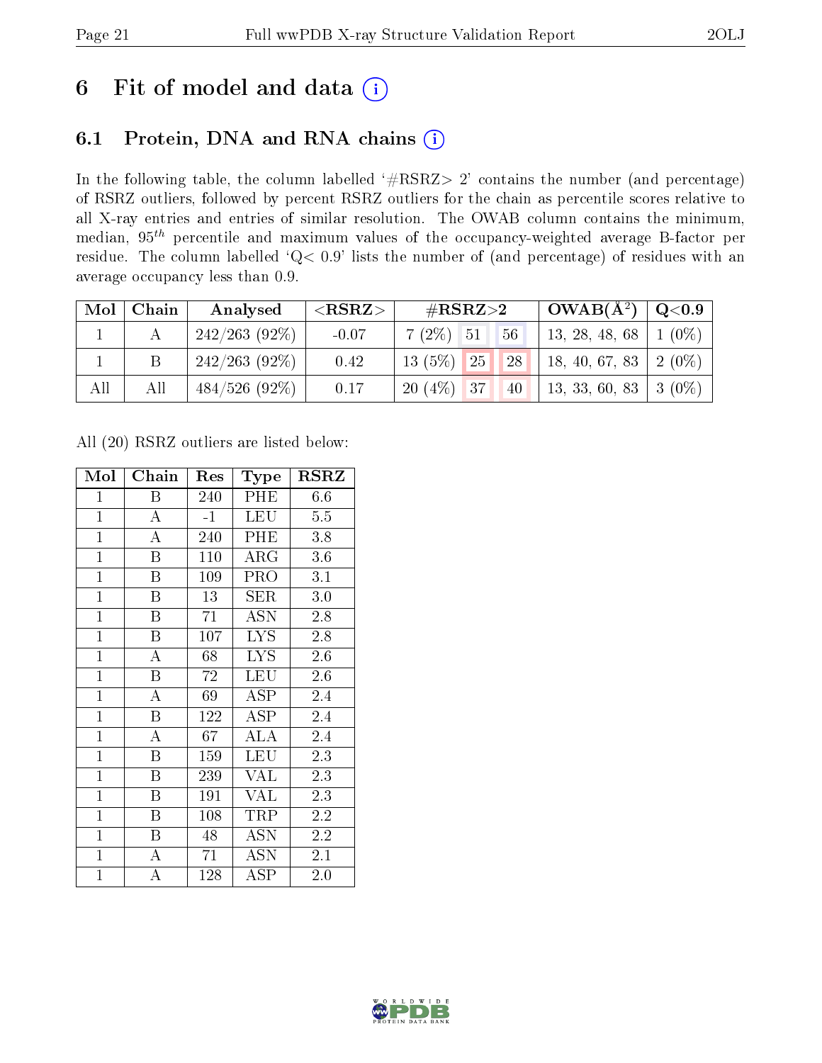# 6 Fit of model and data

## 6.1 Protein, DNA and RNA chains

In the following table, the column labelled '#RSRZ> 2' contains the number (and percentage) of RSRZ outliers, followed by percent RSRZ outliers for the chain as percentile scores relative to all X-ray entries and entries of similar resolution. The OWAB column contains the minimum, median, $95^{th}$ percentile and maximum values of the occupancy-weighted average B-factor per residue. The column labelled 'Q< 0.9' lists the number of (and percentage) of residues with an average occupancy less than 0.9.

| Mol | Chain | Analysed | <RSRZ> | #RSRZ>2 | | | OWAB(Å$^2$) | Q<0.9 |
|---|---|---|---|---|---|---|---|---|
| 1 | A | 242/263 (92%) | -0.07 | 7 (2%) | 51 | 56 | 13, 28, 48, 68 | 1 (0%) |
| 1 | B | 242/263 (92%) | 0.42 | 13 (5%) | 25 | 28 | 18, 40, 67, 83 | 2 (0%) |
| All | All | 484/526 (92%) | 0.17 | 20 (4%) | 37 | 40 | 13, 33, 60, 83 | 3 (0%) |

All (20) RSRZ outliers are listed below:

| Mol | Chain | Res | Type | RSRZ |
|---|---|---|---|---|
| 1 | B | 240 | PHE | 6.6 |
| 1 | A | -1 | LEU | 5.5 |
| 1 | A | 240 | PHE | 3.8 |
| 1 | B | 110 | ARG | 3.6 |
| 1 | B | 109 | PRO | 3.1 |
| 1 | B | 13 | SER | 3.0 |
| 1 | B | 71 | ASN | 2.8 |
| 1 | B | 107 | LYS | 2.8 |
| 1 | A | 68 | LYS | 2.6 |
| 1 | B | 72 | LEU | 2.6 |
| 1 | A | 69 | ASP | 2.4 |
| 1 | B | 122 | ASP | 2.4 |
| 1 | A | 67 | ALA | 2.4 |
| 1 | B | 159 | LEU | 2.3 |
| 1 | B | 239 | VAL | 2.3 |
| 1 | B | 191 | VAL | 2.3 |
| 1 | B | 108 | TRP | 2.2 |
| 1 | B | 48 | ASN | 2.2 |
| 1 | A | 71 | ASN | 2.1 |
| 1 | A | 128 | ASP | 2.0 |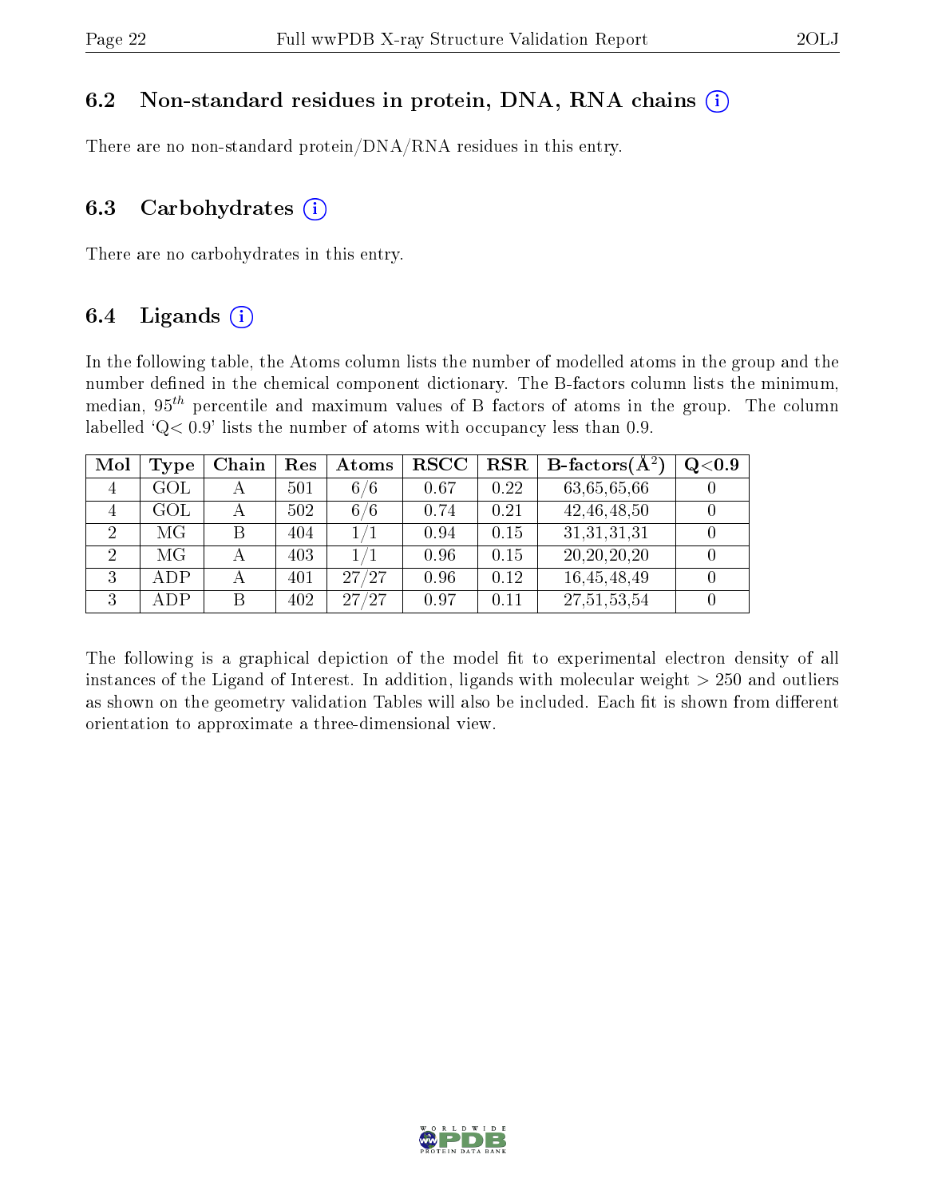### 6.2 Non-standard residues in protein, DNA, RNA chains

There are no non-standard protein/DNA/RNA residues in this entry.

### 6.3 Carbohydrates

There are no carbohydrates in this entry.

### 6.4 Ligands

In the following table, the Atoms column lists the number of modelled atoms in the group and the number defined in the chemical component dictionary. The B-factors column lists the minimum, median, $95^{th}$ percentile and maximum values of B factors of atoms in the group. The column labelled 'Q< 0.9' lists the number of atoms with occupancy less than 0.9.

| Mol | Type | Chain | Res | Atoms | RSCC | RSR | B-factors(Å$^2$) | Q<0.9 |
|---|---|---|---|---|---|---|---|---|
| 4 | GOL | A | 501 | 6/6 | 0.67 | 0.22 | 63,65,65,66 | 0 |
| 4 | GOL | A | 502 | 6/6 | 0.74 | 0.21 | 42,46,48,50 | 0 |
| 2 | MG | B | 404 | 1/1 | 0.94 | 0.15 | 31,31,31,31 | 0 |
| 2 | MG | A | 403 | 1/1 | 0.96 | 0.15 | 20,20,20,20 | 0 |
| 3 | ADP | A | 401 | 27/27 | 0.96 | 0.12 | 16,45,48,49 | 0 |
| 3 | ADP | B | 402 | 27/27 | 0.97 | 0.11 | 27,51,53,54 | 0 |

The following is a graphical depiction of the model fit to experimental electron density of all instances of the Ligand of Interest. In addition, ligands with molecular weight > 250 and outliers as shown on the geometry validation Tables will also be included. Each fit is shown from different orientation to approximate a three-dimensional view.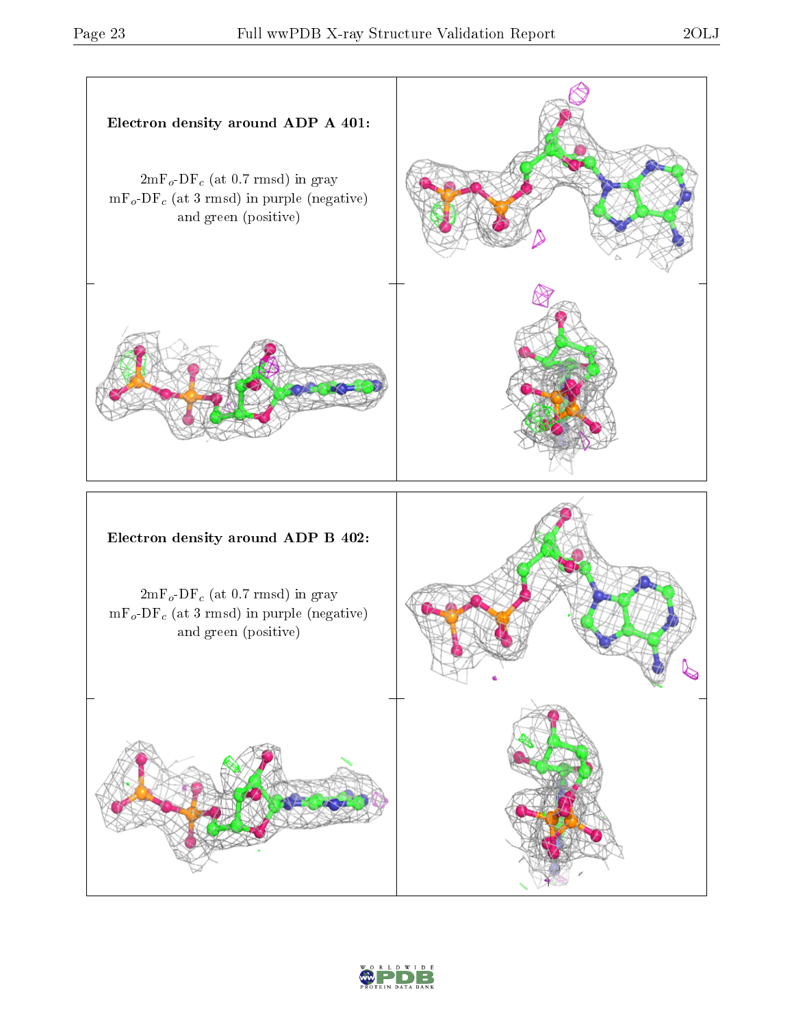**Electron density around ADP A 401:**

$2mF_o$-$DF_c$ (at 0.7 rmsd) in gray
$mF_o$-$DF_c$ (at 3 rmsd) in purple (negative)
and green (positive)

**Electron density around ADP B 402:**

$2mF_o$-$DF_c$ (at 0.7 rmsd) in gray
$mF_o$-$DF_c$ (at 3 rmsd) in purple (negative)
and green (positive)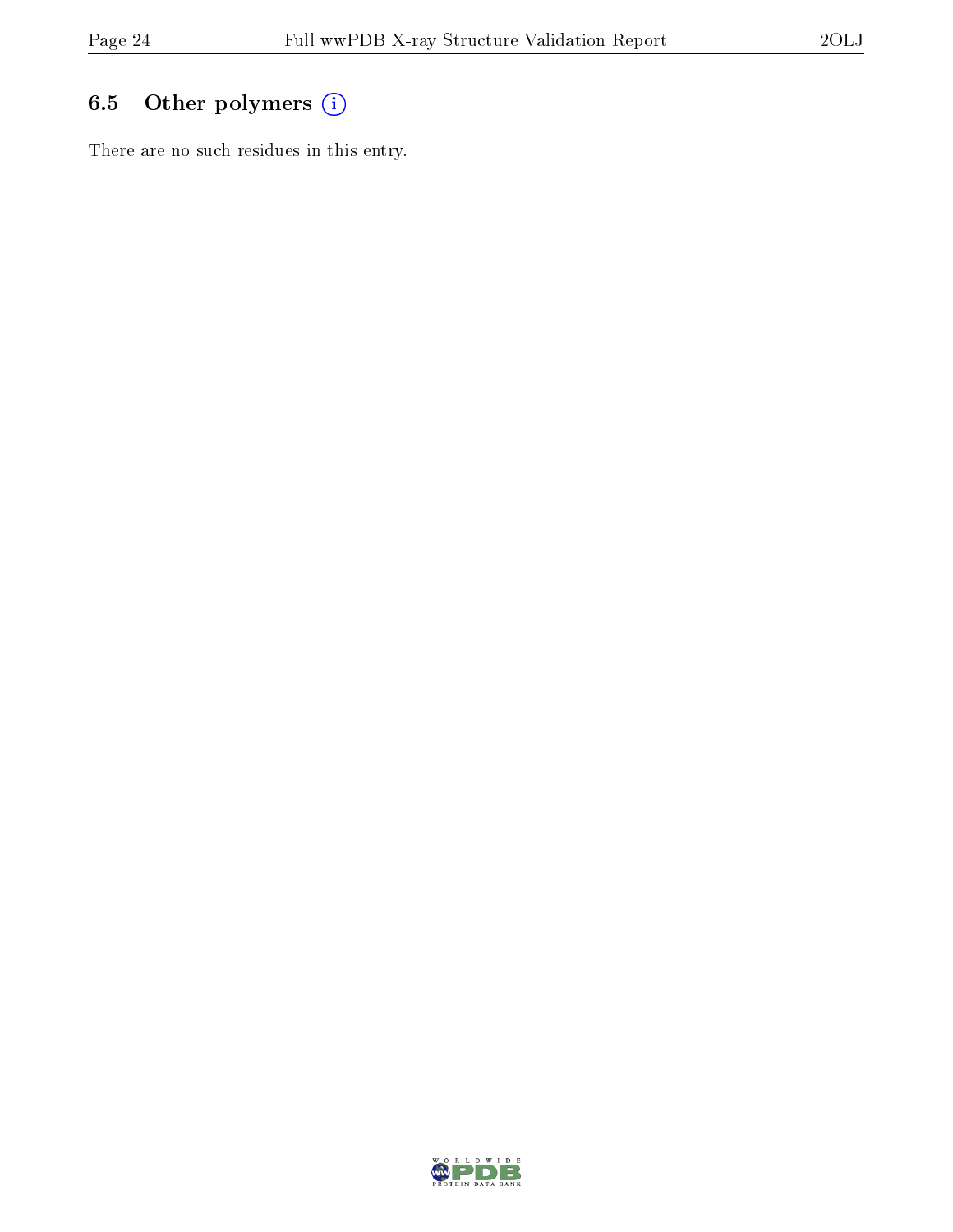### 6.5 Other polymers

There are no such residues in this entry.